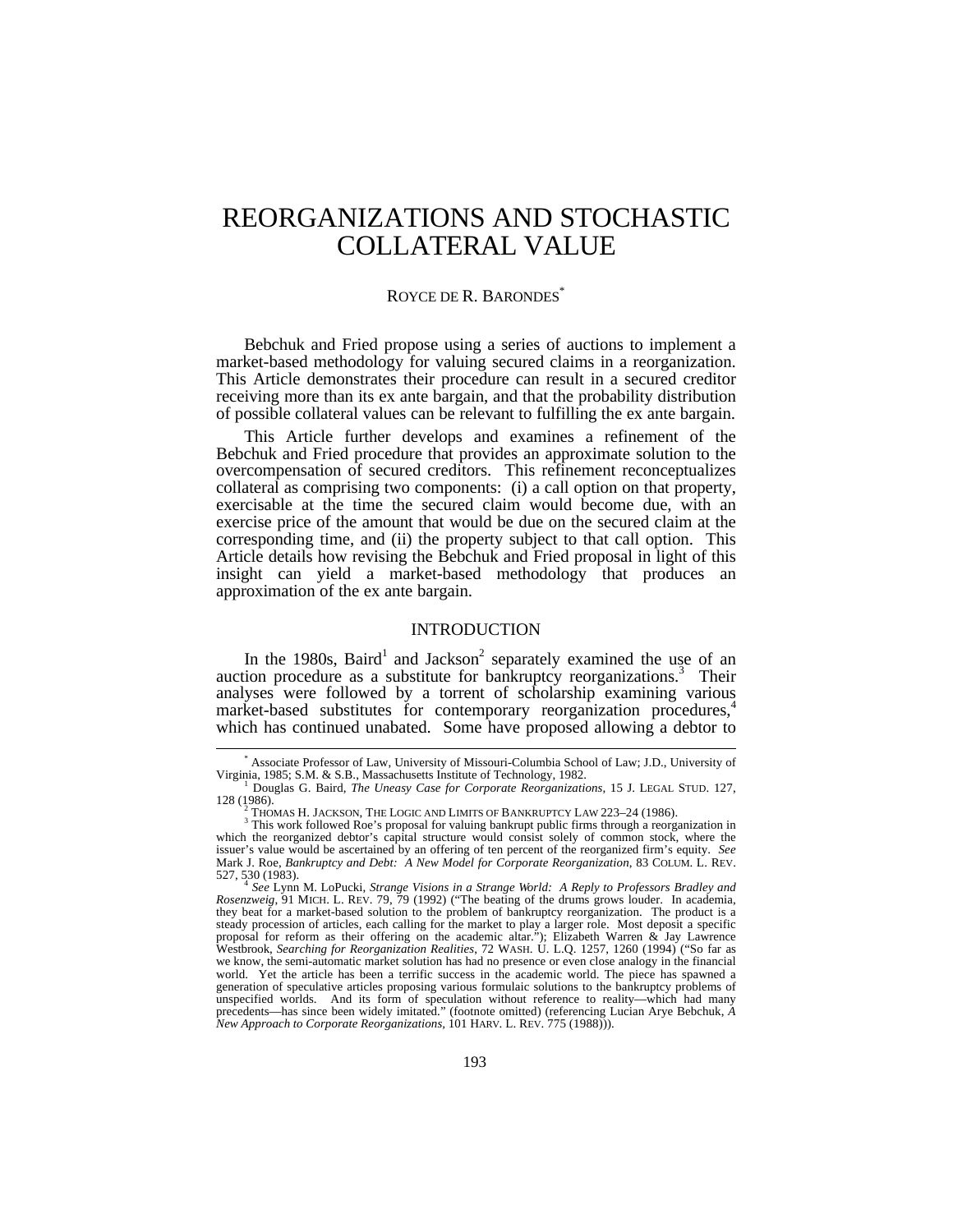# REORGANIZATIONS AND STOCHASTIC COLLATERAL VALUE

ROYCE DE R. BARONDES[*]

Bebchuk and Fried propose using a series of auctions to implement a market-based methodology for valuing secured claims in a reorganization. This Article demonstrates their procedure can result in a secured creditor receiving more than its ex ante bargain, and that the probability distribution of possible collateral values can be relevant to fulfilling the ex ante bargain.

This Article further develops and examines a refinement of the Bebchuk and Fried procedure that provides an approximate solution to the overcompensation of secured creditors. This refinement reconceptualizes collateral as comprising two components: (i) a call option on that property, exercisable at the time the secured claim would become due, with an exercise price of the amount that would be due on the secured claim at the corresponding time, and (ii) the property subject to that call option. This Article details how revising the Bebchuk and Fried proposal in light of this insight can yield a market-based methodology that produces an approximation of the ex ante bargain.

## INTRODUCTION

In the 1980s, Baird[1] and Jackson[2] separately examined the use of an auction procedure as a substitute for bankruptcy reorganizations.[3] Their analyses were followed by a torrent of scholarship examining various market-based substitutes for contemporary reorganization procedures,[4] which has continued unabated. Some have proposed allowing a debtor to

---

[*] Associate Professor of Law, University of Missouri-Columbia School of Law; J.D., University of Virginia, 1985; S.M. & S.B., Massachusetts Institute of Technology, 1982.

[1] Douglas G. Baird, *The Uneasy Case for Corporate Reorganizations*, 15 J. LEGAL STUD. 127, 128 (1986).

[2] THOMAS H. JACKSON, THE LOGIC AND LIMITS OF BANKRUPTCY LAW 223–24 (1986).

[3] This work followed Roe's proposal for valuing bankrupt public firms through a reorganization in which the reorganized debtor's capital structure would consist solely of common stock, where the issuer's value would be ascertained by an offering of ten percent of the reorganized firm's equity. *See* Mark J. Roe, *Bankruptcy and Debt: A New Model for Corporate Reorganization*, 83 COLUM. L. REV. 527, 530 (1983).

[4] *See* Lynn M. LoPucki, *Strange Visions in a Strange World: A Reply to Professors Bradley and Rosenzweig*, 91 MICH. L. REV. 79, 79 (1992) ("The beating of the drums grows louder. In academia, they beat for a market-based solution to the problem of bankruptcy reorganization. The product is a steady procession of articles, each calling for the market to play a larger role. Most deposit a specific proposal for reform as their offering on the academic altar."); Elizabeth Warren & Jay Lawrence Westbrook, *Searching for Reorganization Realities*, 72 WASH. U. L.Q. 1257, 1260 (1994) ("So far as we know, the semi-automatic market solution has had no presence or even close analogy in the financial world. Yet the article has been a terrific success in the academic world. The piece has spawned a generation of speculative articles proposing various formulaic solutions to the bankruptcy problems of unspecified worlds. And its form of speculation without reference to reality—which had many precedents—has since been widely imitated." (footnote omitted) (referencing Lucian Arye Bebchuk, *A New Approach to Corporate Reorganizations*, 101 HARV. L. REV. 775 (1988))).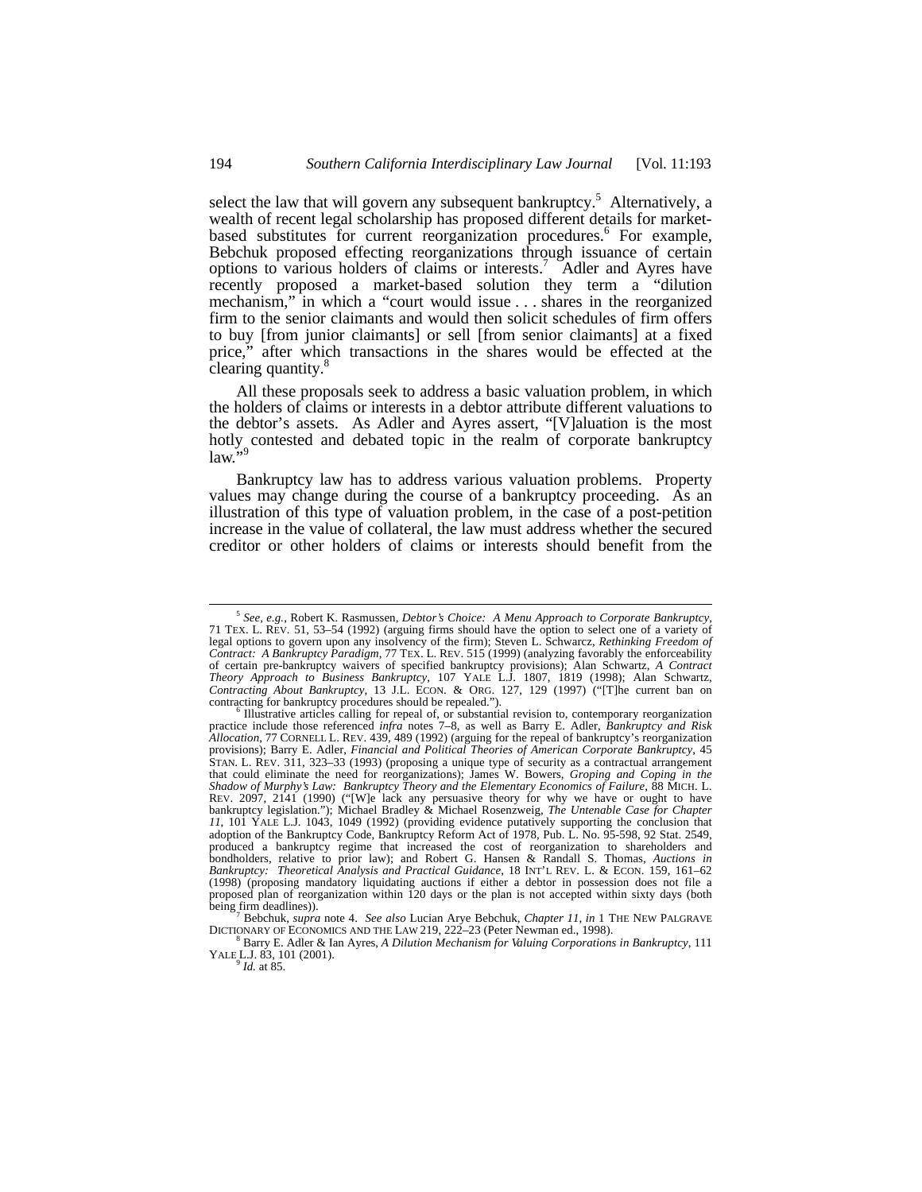select the law that will govern any subsequent bankruptcy.[5] Alternatively, a wealth of recent legal scholarship has proposed different details for market-based substitutes for current reorganization procedures.[6] For example, Bebchuk proposed effecting reorganizations through issuance of certain options to various holders of claims or interests.[7] Adler and Ayres have recently proposed a market-based solution they term a "dilution mechanism," in which a "court would issue . . . shares in the reorganized firm to the senior claimants and would then solicit schedules of firm offers to buy [from junior claimants] or sell [from senior claimants] at a fixed price," after which transactions in the shares would be effected at the clearing quantity.[8]

All these proposals seek to address a basic valuation problem, in which the holders of claims or interests in a debtor attribute different valuations to the debtor's assets. As Adler and Ayres assert, "[V]aluation is the most hotly contested and debated topic in the realm of corporate bankruptcy law."[9]

Bankruptcy law has to address various valuation problems. Property values may change during the course of a bankruptcy proceeding. As an illustration of this type of valuation problem, in the case of a post-petition increase in the value of collateral, the law must address whether the secured creditor or other holders of claims or interests should benefit from the

---

[5] *See, e.g.*, Robert K. Rasmussen, *Debtor's Choice: A Menu Approach to Corporate Bankruptcy*, 71 TEX. L. REV. 51, 53–54 (1992) (arguing firms should have the option to select one of a variety of legal options to govern upon any insolvency of the firm); Steven L. Schwarcz, *Rethinking Freedom of Contract: A Bankruptcy Paradigm*, 77 TEX. L. REV. 515 (1999) (analyzing favorably the enforceability of certain pre-bankruptcy waivers of specified bankruptcy provisions); Alan Schwartz, *A Contract Theory Approach to Business Bankruptcy*, 107 YALE L.J. 1807, 1819 (1998); Alan Schwartz, *Contracting About Bankruptcy*, 13 J.L. ECON. & ORG. 127, 129 (1997) ("[T]he current ban on contracting for bankruptcy procedures should be repealed.").

[6] Illustrative articles calling for repeal of, or substantial revision to, contemporary reorganization practice include those referenced *infra* notes 7–8, as well as Barry E. Adler, *Bankruptcy and Risk Allocation*, 77 CORNELL L. REV. 439, 489 (1992) (arguing for the repeal of bankruptcy's reorganization provisions); Barry E. Adler, *Financial and Political Theories of American Corporate Bankruptcy*, 45 STAN. L. REV. 311, 323–33 (1993) (proposing a unique type of security as a contractual arrangement that could eliminate the need for reorganizations); James W. Bowers, *Groping and Coping in the Shadow of Murphy's Law: Bankruptcy Theory and the Elementary Economics of Failure*, 88 MICH. L. REV. 2097, 2141 (1990) ("[W]e lack any persuasive theory for why we have or ought to have bankruptcy legislation."); Michael Bradley & Michael Rosenzweig, *The Untenable Case for Chapter 11*, 101 YALE L.J. 1043, 1049 (1992) (providing evidence putatively supporting the conclusion that adoption of the Bankruptcy Code, Bankruptcy Reform Act of 1978, Pub. L. No. 95-598, 92 Stat. 2549, produced a bankruptcy regime that increased the cost of reorganization to shareholders and bondholders, relative to prior law); and Robert G. Hansen & Randall S. Thomas, *Auctions in Bankruptcy: Theoretical Analysis and Practical Guidance*, 18 INT'L REV. L. & ECON. 159, 161–62 (1998) (proposing mandatory liquidating auctions if either a debtor in possession does not file a proposed plan of reorganization within 120 days or the plan is not accepted within sixty days (both being firm deadlines)).

[7] Bebchuk, *supra* note 4. *See also* Lucian Arye Bebchuk, *Chapter 11*, *in* 1 THE NEW PALGRAVE DICTIONARY OF ECONOMICS AND THE LAW 219, 222–23 (Peter Newman ed., 1998).

[8] Barry E. Adler & Ian Ayres, *A Dilution Mechanism for Valuing Corporations in Bankruptcy*, 111 YALE L.J. 83, 101 (2001).

[9] *Id.* at 85.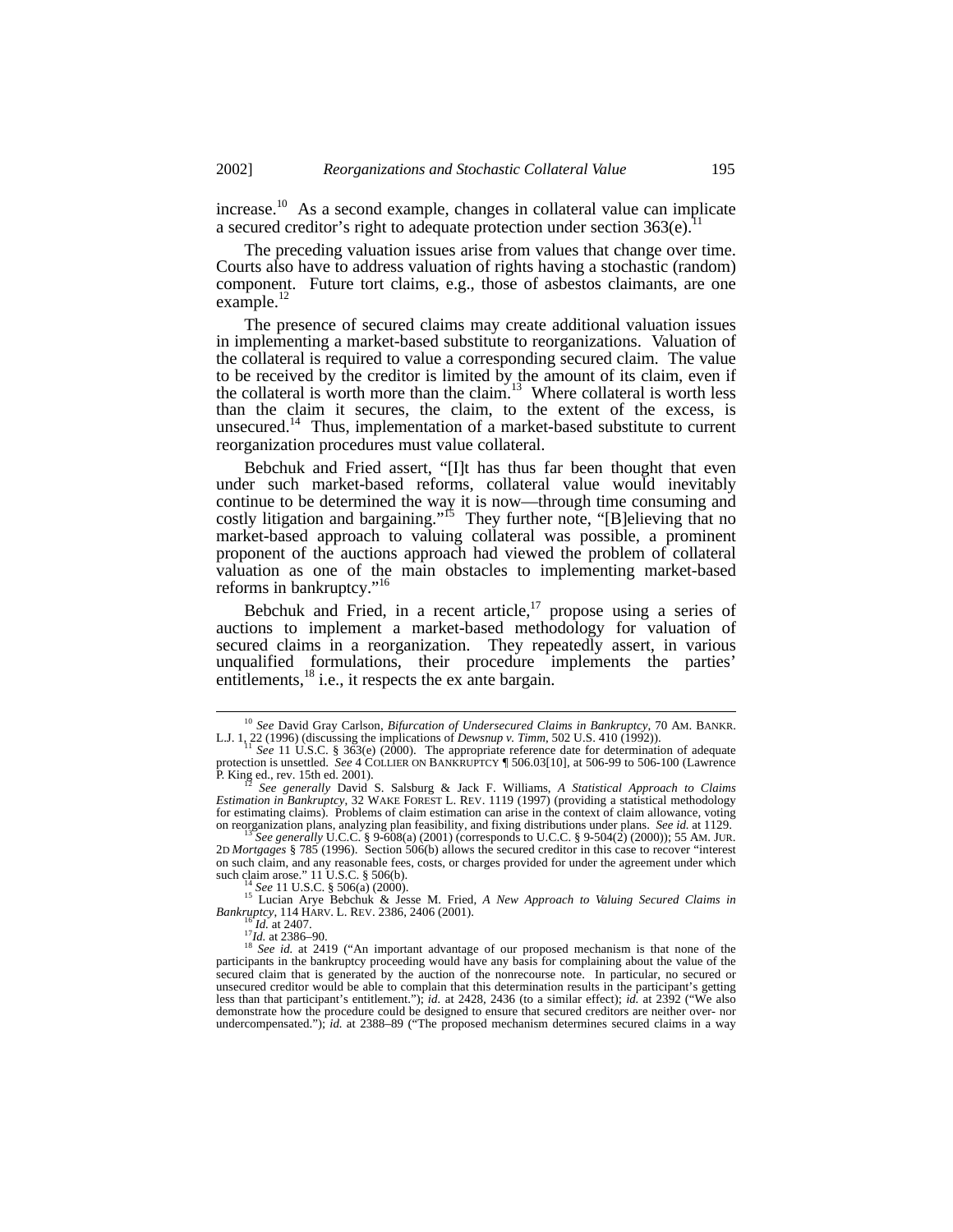increase.[10] As a second example, changes in collateral value can implicate a secured creditor's right to adequate protection under section 363(e).[11]

The preceding valuation issues arise from values that change over time. Courts also have to address valuation of rights having a stochastic (random) component. Future tort claims, e.g., those of asbestos claimants, are one example.[12]

The presence of secured claims may create additional valuation issues in implementing a market-based substitute to reorganizations. Valuation of the collateral is required to value a corresponding secured claim. The value to be received by the creditor is limited by the amount of its claim, even if the collateral is worth more than the claim.[13] Where collateral is worth less than the claim it secures, the claim, to the extent of the excess, is unsecured.[14] Thus, implementation of a market-based substitute to current reorganization procedures must value collateral.

Bebchuk and Fried assert, "[I]t has thus far been thought that even under such market-based reforms, collateral value would inevitably continue to be determined the way it is now—through time consuming and costly litigation and bargaining."[15] They further note, "[B]elieving that no market-based approach to valuing collateral was possible, a prominent proponent of the auctions approach had viewed the problem of collateral valuation as one of the main obstacles to implementing market-based reforms in bankruptcy."[16]

Bebchuk and Fried, in a recent article,[17] propose using a series of auctions to implement a market-based methodology for valuation of secured claims in a reorganization. They repeatedly assert, in various unqualified formulations, their procedure implements the parties' entitlements,[18] i.e., it respects the ex ante bargain.

---

[10] *See* David Gray Carlson, *Bifurcation of Undersecured Claims in Bankruptcy*, 70 AM. BANKR. L.J. 1, 22 (1996) (discussing the implications of *Dewsnup v. Timm*, 502 U.S. 410 (1992)).

[11] *See* 11 U.S.C. § 363(e) (2000). The appropriate reference date for determination of adequate protection is unsettled. *See* 4 COLLIER ON BANKRUPTCY ¶ 506.03[10], at 506-99 to 506-100 (Lawrence P. King ed., rev. 15th ed. 2001).

[12] *See generally* David S. Salsburg & Jack F. Williams, *A Statistical Approach to Claims Estimation in Bankruptcy*, 32 WAKE FOREST L. REV. 1119 (1997) (providing a statistical methodology for estimating claims). Problems of claim estimation can arise in the context of claim allowance, voting on reorganization plans, analyzing plan feasibility, and fixing distributions under plans. *See id.* at 1129.

[13] *See generally* U.C.C. § 9-608(a) (2001) (corresponds to U.C.C. § 9-504(2) (2000)); 55 AM. JUR. 2D *Mortgages* § 785 (1996). Section 506(b) allows the secured creditor in this case to recover "interest on such claim, and any reasonable fees, costs, or charges provided for under the agreement under which such claim arose." 11 U.S.C. § 506(b).

[14] *See* 11 U.S.C. § 506(a) (2000).

[15] Lucian Arye Bebchuk & Jesse M. Fried, *A New Approach to Valuing Secured Claims in Bankruptcy*, 114 HARV. L. REV. 2386, 2406 (2001).

[16] *Id.* at 2407.

[17] *Id.* at 2386–90.

[18] *See id.* at 2419 ("An important advantage of our proposed mechanism is that none of the participants in the bankruptcy proceeding would have any basis for complaining about the value of the secured claim that is generated by the auction of the nonrecourse note. In particular, no secured or unsecured creditor would be able to complain that this determination results in the participant's getting less than that participant's entitlement."); *id.* at 2428, 2436 (to a similar effect); *id.* at 2392 ("We also demonstrate how the procedure could be designed to ensure that secured creditors are neither over- nor undercompensated."); *id.* at 2388–89 ("The proposed mechanism determines secured claims in a way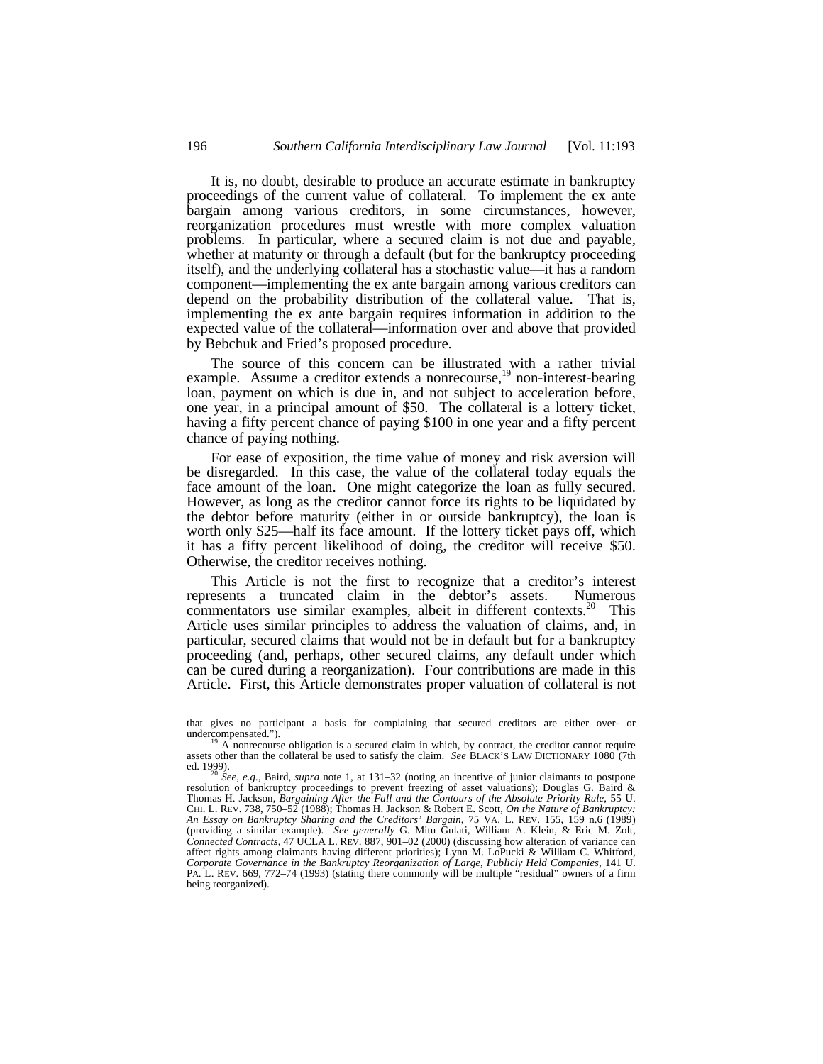It is, no doubt, desirable to produce an accurate estimate in bankruptcy proceedings of the current value of collateral. To implement the ex ante bargain among various creditors, in some circumstances, however, reorganization procedures must wrestle with more complex valuation problems. In particular, where a secured claim is not due and payable, whether at maturity or through a default (but for the bankruptcy proceeding itself), and the underlying collateral has a stochastic value—it has a random component—implementing the ex ante bargain among various creditors can depend on the probability distribution of the collateral value. That is, implementing the ex ante bargain requires information in addition to the expected value of the collateral—information over and above that provided by Bebchuk and Fried's proposed procedure.

The source of this concern can be illustrated with a rather trivial example. Assume a creditor extends a nonrecourse,[19] non-interest-bearing loan, payment on which is due in, and not subject to acceleration before, one year, in a principal amount of $50. The collateral is a lottery ticket, having a fifty percent chance of paying $100 in one year and a fifty percent chance of paying nothing.

For ease of exposition, the time value of money and risk aversion will be disregarded. In this case, the value of the collateral today equals the face amount of the loan. One might categorize the loan as fully secured. However, as long as the creditor cannot force its rights to be liquidated by the debtor before maturity (either in or outside bankruptcy), the loan is worth only $25—half its face amount. If the lottery ticket pays off, which it has a fifty percent likelihood of doing, the creditor will receive $50. Otherwise, the creditor receives nothing.

This Article is not the first to recognize that a creditor's interest represents a truncated claim in the debtor's assets. Numerous commentators use similar examples, albeit in different contexts.[20] This Article uses similar principles to address the valuation of claims, and, in particular, secured claims that would not be in default but for a bankruptcy proceeding (and, perhaps, other secured claims, any default under which can be cured during a reorganization). Four contributions are made in this Article. First, this Article demonstrates proper valuation of collateral is not

---

that gives no participant a basis for complaining that secured creditors are either over- or undercompensated.").

[19] A nonrecourse obligation is a secured claim in which, by contract, the creditor cannot require assets other than the collateral be used to satisfy the claim. *See* BLACK'S LAW DICTIONARY 1080 (7th ed. 1999).

[20] *See, e.g.*, Baird, *supra* note 1, at 131–32 (noting an incentive of junior claimants to postpone resolution of bankruptcy proceedings to prevent freezing of asset valuations); Douglas G. Baird & Thomas H. Jackson, *Bargaining After the Fall and the Contours of the Absolute Priority Rule*, 55 U. CHI. L. REV. 738, 750–52 (1988); Thomas H. Jackson & Robert E. Scott, *On the Nature of Bankruptcy: An Essay on Bankruptcy Sharing and the Creditors' Bargain*, 75 VA. L. REV. 155, 159 n.6 (1989) (providing a similar example). *See generally* G. Mitu Gulati, William A. Klein, & Eric M. Zolt, *Connected Contracts*, 47 UCLA L. REV. 887, 901–02 (2000) (discussing how alteration of variance can affect rights among claimants having different priorities); Lynn M. LoPucki & William C. Whitford, *Corporate Governance in the Bankruptcy Reorganization of Large, Publicly Held Companies*, 141 U. PA. L. REV. 669, 772–74 (1993) (stating there commonly will be multiple "residual" owners of a firm being reorganized).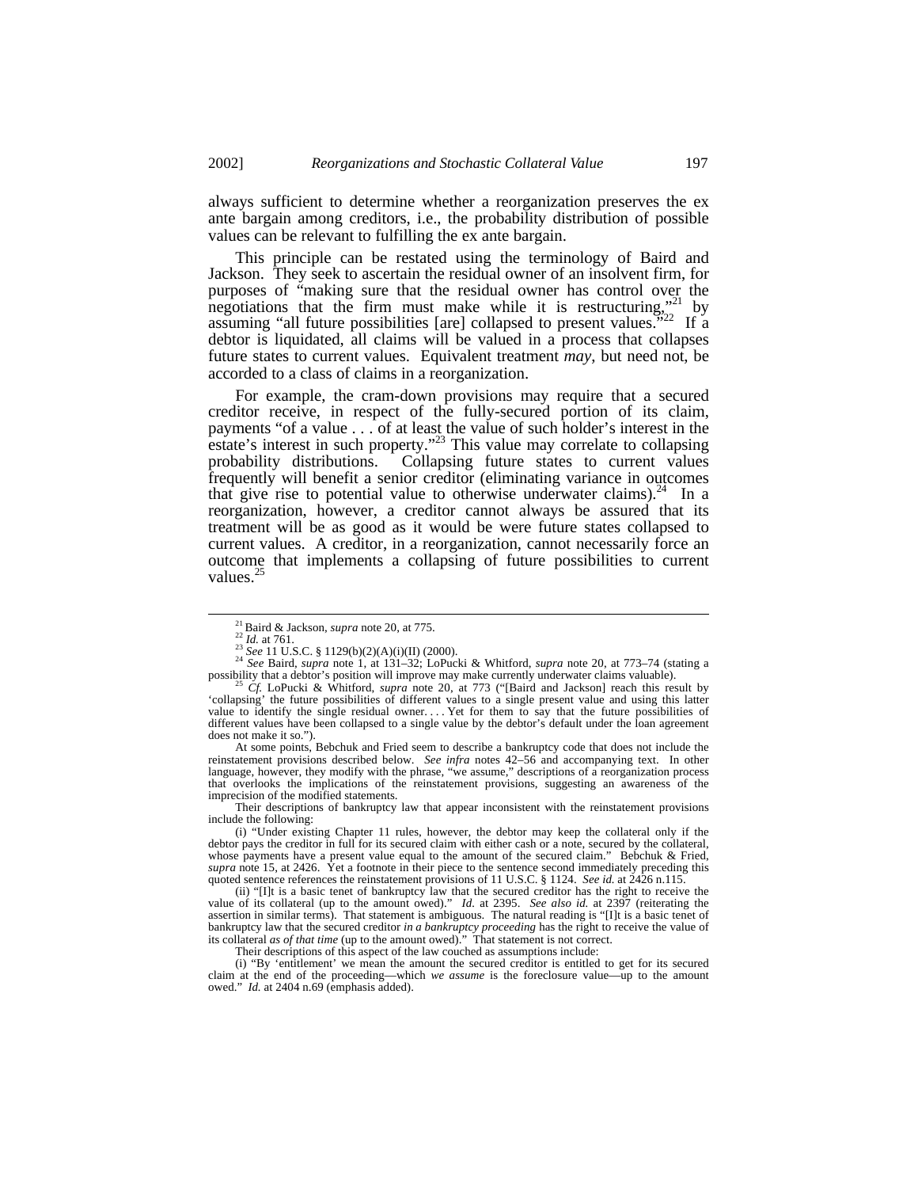always sufficient to determine whether a reorganization preserves the ex ante bargain among creditors, i.e., the probability distribution of possible values can be relevant to fulfilling the ex ante bargain.

This principle can be restated using the terminology of Baird and Jackson. They seek to ascertain the residual owner of an insolvent firm, for purposes of "making sure that the residual owner has control over the negotiations that the firm must make while it is restructuring,"[21] by assuming "all future possibilities [are] collapsed to present values."[22] If a debtor is liquidated, all claims will be valued in a process that collapses future states to current values. Equivalent treatment *may*, but need not, be accorded to a class of claims in a reorganization.

For example, the cram-down provisions may require that a secured creditor receive, in respect of the fully-secured portion of its claim, payments "of a value . . . of at least the value of such holder's interest in the estate's interest in such property."[23] This value may correlate to collapsing probability distributions. Collapsing future states to current values frequently will benefit a senior creditor (eliminating variance in outcomes that give rise to potential value to otherwise underwater claims).[24] In a reorganization, however, a creditor cannot always be assured that its treatment will be as good as it would be were future states collapsed to current values. A creditor, in a reorganization, cannot necessarily force an outcome that implements a collapsing of future possibilities to current values.[25]

---

[21] Baird & Jackson, *supra* note 20, at 775.

[22] *Id.* at 761.

[23] *See* 11 U.S.C. § 1129(b)(2)(A)(i)(II) (2000).

[24] *See* Baird, *supra* note 1, at 131–32; LoPucki & Whitford, *supra* note 20, at 773–74 (stating a possibility that a debtor's position will improve may make currently underwater claims valuable).

[25] *Cf.* LoPucki & Whitford, *supra* note 20, at 773 ("[Baird and Jackson] reach this result by 'collapsing' the future possibilities of different values to a single present value and using this latter value to identify the single residual owner. . . . Yet for them to say that the future possibilities of different values have been collapsed to a single value by the debtor's default under the loan agreement does not make it so.").

At some points, Bebchuk and Fried seem to describe a bankruptcy code that does not include the reinstatement provisions described below. *See infra* notes 42–56 and accompanying text. In other language, however, they modify with the phrase, "we assume," descriptions of a reorganization process that overlooks the implications of the reinstatement provisions, suggesting an awareness of the imprecision of the modified statements.

Their descriptions of bankruptcy law that appear inconsistent with the reinstatement provisions include the following:

(i) "Under existing Chapter 11 rules, however, the debtor may keep the collateral only if the debtor pays the creditor in full for its secured claim with either cash or a note, secured by the collateral, whose payments have a present value equal to the amount of the secured claim." Bebchuk & Fried, *supra* note 15, at 2426. Yet a footnote in their piece to the sentence second immediately preceding this quoted sentence references the reinstatement provisions of 11 U.S.C. § 1124. *See id.* at 2426 n.115.

(ii) "[I]t is a basic tenet of bankruptcy law that the secured creditor has the right to receive the value of its collateral (up to the amount owed)." *Id.* at 2395. *See also id.* at 2397 (reiterating the assertion in similar terms). That statement is ambiguous. The natural reading is "[I]t is a basic tenet of bankruptcy law that the secured creditor *in a bankruptcy proceeding* has the right to receive the value of its collateral *as of that time* (up to the amount owed)." That statement is not correct.

Their descriptions of this aspect of the law couched as assumptions include:

(i) "By 'entitlement' we mean the amount the secured creditor is entitled to get for its secured claim at the end of the proceeding—which *we assume* is the foreclosure value—up to the amount owed." *Id.* at 2404 n.69 (emphasis added).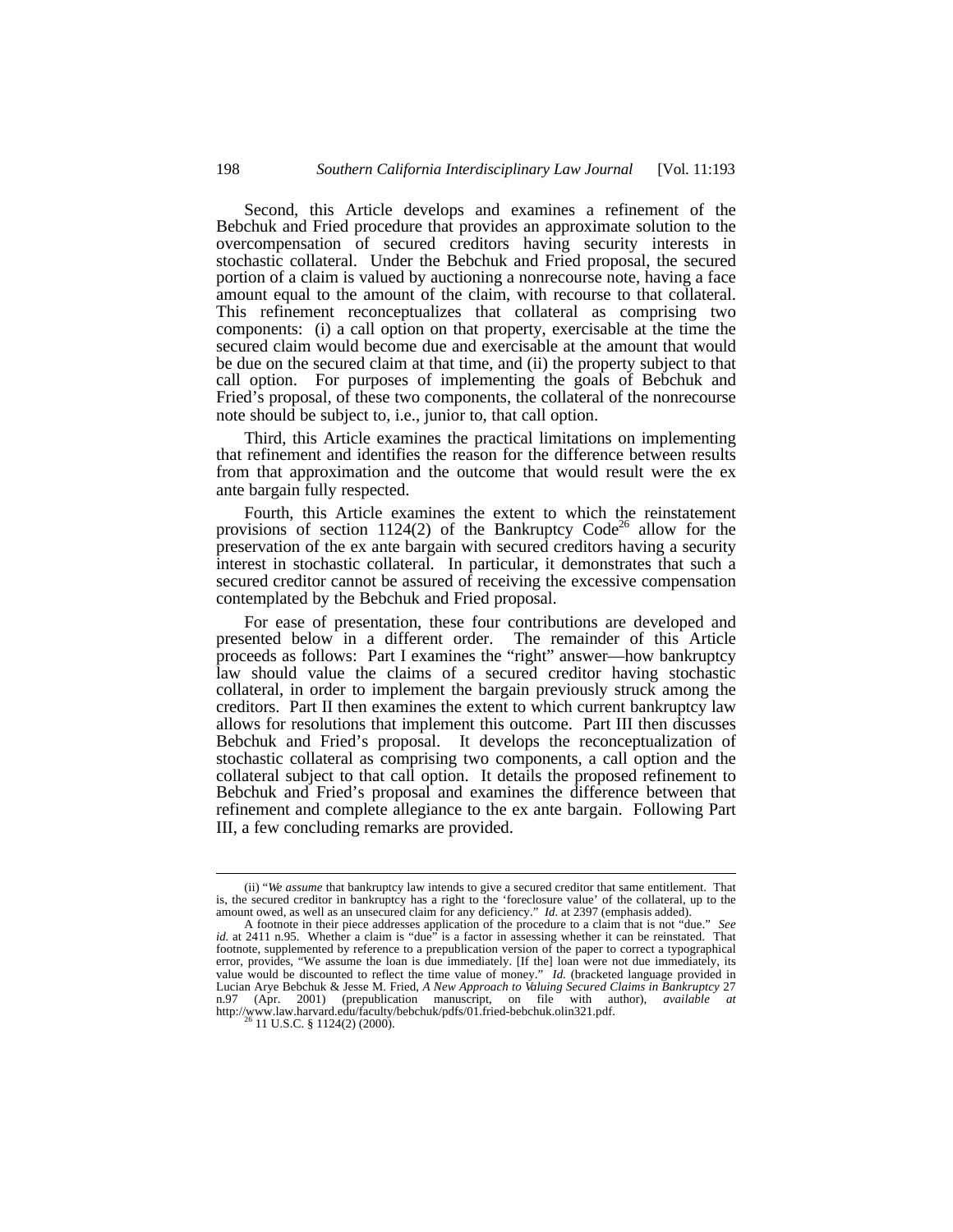Second, this Article develops and examines a refinement of the Bebchuk and Fried procedure that provides an approximate solution to the overcompensation of secured creditors having security interests in stochastic collateral. Under the Bebchuk and Fried proposal, the secured portion of a claim is valued by auctioning a nonrecourse note, having a face amount equal to the amount of the claim, with recourse to that collateral. This refinement reconceptualizes that collateral as comprising two components: (i) a call option on that property, exercisable at the time the secured claim would become due and exercisable at the amount that would be due on the secured claim at that time, and (ii) the property subject to that call option. For purposes of implementing the goals of Bebchuk and Fried's proposal, of these two components, the collateral of the nonrecourse note should be subject to, i.e., junior to, that call option.

Third, this Article examines the practical limitations on implementing that refinement and identifies the reason for the difference between results from that approximation and the outcome that would result were the ex ante bargain fully respected.

Fourth, this Article examines the extent to which the reinstatement provisions of section 1124(2) of the Bankruptcy Code[26] allow for the preservation of the ex ante bargain with secured creditors having a security interest in stochastic collateral. In particular, it demonstrates that such a secured creditor cannot be assured of receiving the excessive compensation contemplated by the Bebchuk and Fried proposal.

For ease of presentation, these four contributions are developed and presented below in a different order. The remainder of this Article proceeds as follows: Part I examines the "right" answer—how bankruptcy law should value the claims of a secured creditor having stochastic collateral, in order to implement the bargain previously struck among the creditors. Part II then examines the extent to which current bankruptcy law allows for resolutions that implement this outcome. Part III then discusses Bebchuk and Fried's proposal. It develops the reconceptualization of stochastic collateral as comprising two components, a call option and the collateral subject to that call option. It details the proposed refinement to Bebchuk and Fried's proposal and examines the difference between that refinement and complete allegiance to the ex ante bargain. Following Part III, a few concluding remarks are provided.

---

(ii) "*We assume* that bankruptcy law intends to give a secured creditor that same entitlement. That is, the secured creditor in bankruptcy has a right to the 'foreclosure value' of the collateral, up to the amount owed, as well as an unsecured claim for any deficiency." *Id.* at 2397 (emphasis added).

A footnote in their piece addresses application of the procedure to a claim that is not "due." *See id.* at 2411 n.95. Whether a claim is "due" is a factor in assessing whether it can be reinstated. That footnote, supplemented by reference to a prepublication version of the paper to correct a typographical error, provides, "We assume the loan is due immediately. [If the] loan were not due immediately, its value would be discounted to reflect the time value of money." *Id.* (bracketed language provided in Lucian Arye Bebchuk & Jesse M. Fried, *A New Approach to Valuing Secured Claims in Bankruptcy* 27 n.97 (Apr. 2001) (prepublication manuscript, on file with author), *available at* http://www.law.harvard.edu/faculty/bebchuk/pdfs/01.fried-bebchuk.olin321.pdf.

[26] 11 U.S.C. § 1124(2) (2000).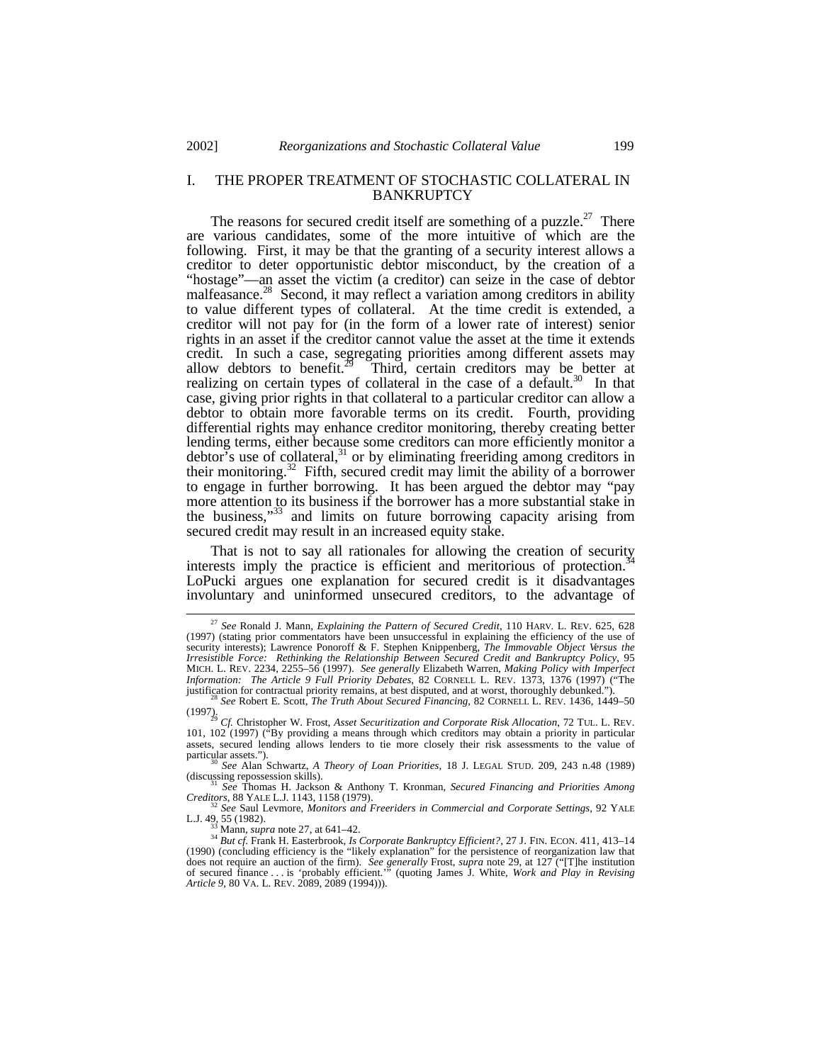## I. THE PROPER TREATMENT OF STOCHASTIC COLLATERAL IN BANKRUPTCY

The reasons for secured credit itself are something of a puzzle.[27] There are various candidates, some of the more intuitive of which are the following. First, it may be that the granting of a security interest allows a creditor to deter opportunistic debtor misconduct, by the creation of a "hostage"—an asset the victim (a creditor) can seize in the case of debtor malfeasance.[28] Second, it may reflect a variation among creditors in ability to value different types of collateral. At the time credit is extended, a creditor will not pay for (in the form of a lower rate of interest) senior rights in an asset if the creditor cannot value the asset at the time it extends credit. In such a case, segregating priorities among different assets may allow debtors to benefit.[29] Third, certain creditors may be better at realizing on certain types of collateral in the case of a default.[30] In that case, giving prior rights in that collateral to a particular creditor can allow a debtor to obtain more favorable terms on its credit. Fourth, providing differential rights may enhance creditor monitoring, thereby creating better lending terms, either because some creditors can more efficiently monitor a debtor's use of collateral,[31] or by eliminating freeriding among creditors in their monitoring.[32] Fifth, secured credit may limit the ability of a borrower to engage in further borrowing. It has been argued the debtor may "pay more attention to its business if the borrower has a more substantial stake in the business,"[33] and limits on future borrowing capacity arising from secured credit may result in an increased equity stake.

That is not to say all rationales for allowing the creation of security interests imply the practice is efficient and meritorious of protection.[34] LoPucki argues one explanation for secured credit is it disadvantages involuntary and uninformed unsecured creditors, to the advantage of

---

[27] *See* Ronald J. Mann, *Explaining the Pattern of Secured Credit*, 110 HARV. L. REV. 625, 628 (1997) (stating prior commentators have been unsuccessful in explaining the efficiency of the use of security interests); Lawrence Ponoroff & F. Stephen Knippenberg, *The Immovable Object Versus the Irresistible Force: Rethinking the Relationship Between Secured Credit and Bankruptcy Policy*, 95 MICH. L. REV. 2234, 2255–56 (1997). *See generally* Elizabeth Warren, *Making Policy with Imperfect Information: The Article 9 Full Priority Debates*, 82 CORNELL L. REV. 1373, 1376 (1997) ("The justification for contractual priority remains, at best disputed, and at worst, thoroughly debunked.").

[28] *See* Robert E. Scott, *The Truth About Secured Financing*, 82 CORNELL L. REV. 1436, 1449–50 (1997).

[29] *Cf.* Christopher W. Frost, *Asset Securitization and Corporate Risk Allocation*, 72 TUL. L. REV. 101, 102 (1997) ("By providing a means through which creditors may obtain a priority in particular assets, secured lending allows lenders to tie more closely their risk assessments to the value of particular assets.").

[30] *See* Alan Schwartz, *A Theory of Loan Priorities*, 18 J. LEGAL STUD. 209, 243 n.48 (1989) (discussing repossession skills).

[31] *See* Thomas H. Jackson & Anthony T. Kronman, *Secured Financing and Priorities Among Creditors*, 88 YALE L.J. 1143, 1158 (1979).

[32] *See* Saul Levmore, *Monitors and Freeriders in Commercial and Corporate Settings*, 92 YALE L.J. 49, 55 (1982).

[33] Mann, *supra* note 27, at 641–42.

[34] *But cf.* Frank H. Easterbrook, *Is Corporate Bankruptcy Efficient?*, 27 J. FIN. ECON. 411, 413–14 (1990) (concluding efficiency is the "likely explanation" for the persistence of reorganization law that does not require an auction of the firm). *See generally* Frost, *supra* note 29, at 127 ("[T]he institution of secured finance . . . is 'probably efficient.'" (quoting James J. White, *Work and Play in Revising Article 9*, 80 VA. L. REV. 2089, 2089 (1994))).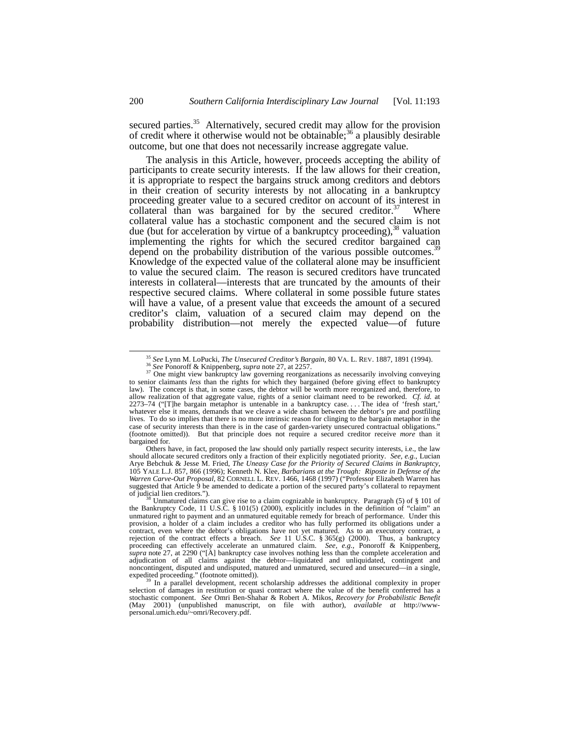secured parties.[35] Alternatively, secured credit may allow for the provision of credit where it otherwise would not be obtainable;[36] a plausibly desirable outcome, but one that does not necessarily increase aggregate value.

The analysis in this Article, however, proceeds accepting the ability of participants to create security interests. If the law allows for their creation, it is appropriate to respect the bargains struck among creditors and debtors in their creation of security interests by not allocating in a bankruptcy proceeding greater value to a secured creditor on account of its interest in collateral than was bargained for by the secured creditor.[37] Where collateral value has a stochastic component and the secured claim is not due (but for acceleration by virtue of a bankruptcy proceeding),[38] valuation implementing the rights for which the secured creditor bargained can depend on the probability distribution of the various possible outcomes.[39] Knowledge of the expected value of the collateral alone may be insufficient to value the secured claim. The reason is secured creditors have truncated interests in collateral—interests that are truncated by the amounts of their respective secured claims. Where collateral in some possible future states will have a value, of a present value that exceeds the amount of a secured creditor's claim, valuation of a secured claim may depend on the probability distribution—not merely the expected value—of future

---

[35] *See* Lynn M. LoPucki, *The Unsecured Creditor's Bargain*, 80 VA. L. REV. 1887, 1891 (1994).

[36] *See* Ponoroff & Knippenberg, *supra* note 27, at 2257.

[37] One might view bankruptcy law governing reorganizations as necessarily involving conveying to senior claimants *less* than the rights for which they bargained (before giving effect to bankruptcy law). The concept is that, in some cases, the debtor will be worth more reorganized and, therefore, to allow realization of that aggregate value, rights of a senior claimant need to be reworked. *Cf. id.* at 2273–74 ("[T]he bargain metaphor is untenable in a bankruptcy case. . . . The idea of 'fresh start,' whatever else it means, demands that we cleave a wide chasm between the debtor's pre and postfiling lives. To do so implies that there is no more intrinsic reason for clinging to the bargain metaphor in the case of security interests than there is in the case of garden-variety unsecured contractual obligations." (footnote omitted)). But that principle does not require a secured creditor receive *more* than it bargained for.

Others have, in fact, proposed the law should only partially respect security interests, i.e., the law should allocate secured creditors only a fraction of their explicitly negotiated priority. *See, e.g.*, Lucian Arye Bebchuk & Jesse M. Fried, *The Uneasy Case for the Priority of Secured Claims in Bankruptcy*, 105 YALE L.J. 857, 866 (1996); Kenneth N. Klee, *Barbarians at the Trough: Riposte in Defense of the Warren Carve-Out Proposal*, 82 CORNELL L. REV. 1466, 1468 (1997) ("Professor Elizabeth Warren has suggested that Article 9 be amended to dedicate a portion of the secured party's collateral to repayment of judicial lien creditors.").

[38] Unmatured claims can give rise to a claim cognizable in bankruptcy. Paragraph (5) of § 101 of the Bankruptcy Code, 11 U.S.C. § 101(5) (2000), explicitly includes in the definition of "claim" an unmatured right to payment and an unmatured equitable remedy for breach of performance. Under this provision, a holder of a claim includes a creditor who has fully performed its obligations under a contract, even where the debtor's obligations have not yet matured. As to an executory contract, a rejection of the contract effects a breach. *See* 11 U.S.C. § 365(g) (2000). Thus, a bankruptcy proceeding can effectively accelerate an unmatured claim. *See, e.g.*, Ponoroff & Knippenberg, *supra* note 27, at 2290 ("[A] bankruptcy case involves nothing less than the complete acceleration and adjudication of all claims against the debtor—liquidated and unliquidated, contingent and noncontingent, disputed and undisputed, matured and unmatured, secured and unsecured—in a single, expedited proceeding." (footnote omitted)).

[39] In a parallel development, recent scholarship addresses the additional complexity in proper selection of damages in restitution or quasi contract where the value of the benefit conferred has a stochastic component. *See* Omri Ben-Shahar & Robert A. Mikos, *Recovery for Probabilistic Benefit* (May 2001) (unpublished manuscript, on file with author), *available at* http://www-personal.umich.edu/~omri/Recovery.pdf.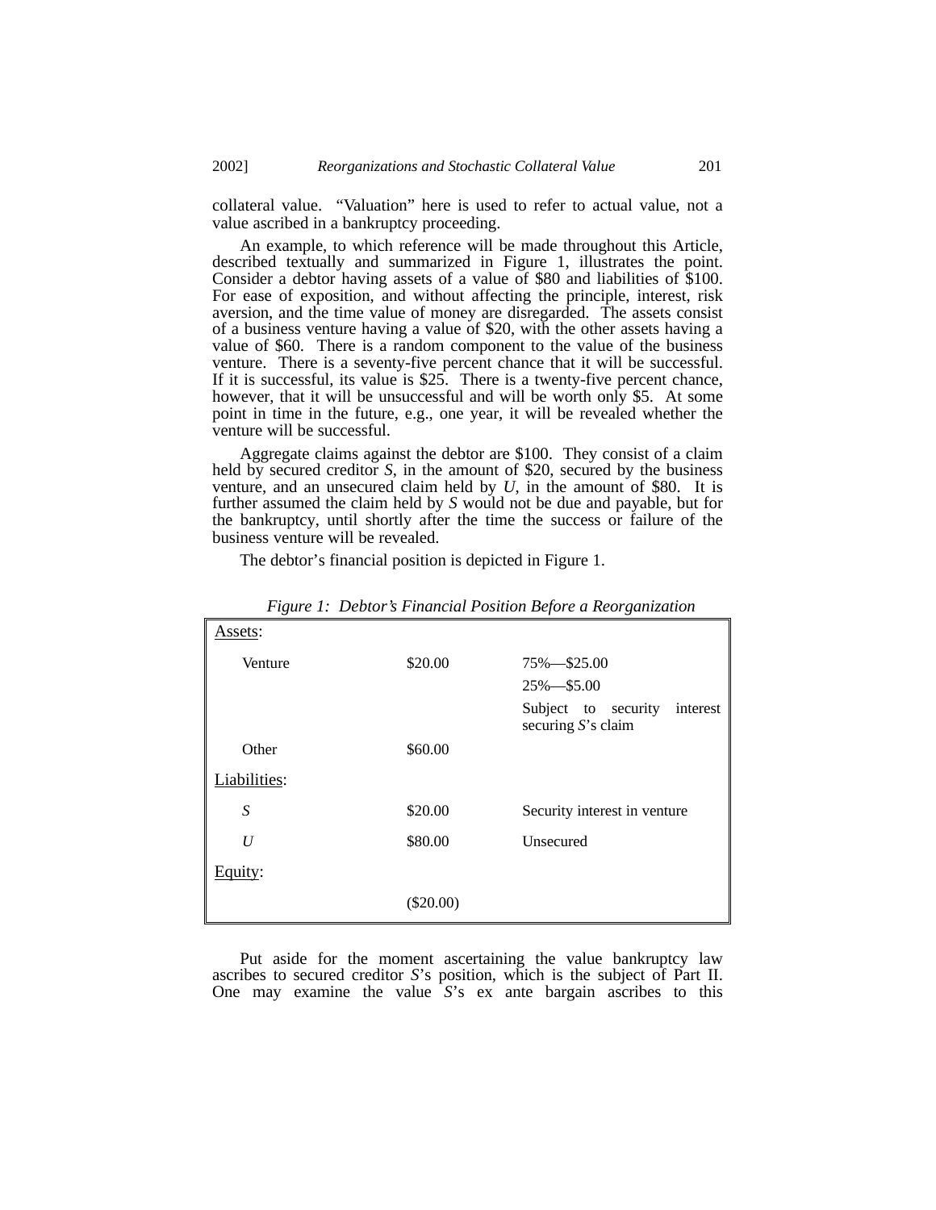collateral value. "Valuation" here is used to refer to actual value, not a value ascribed in a bankruptcy proceeding.

An example, to which reference will be made throughout this Article, described textually and summarized in Figure 1, illustrates the point. Consider a debtor having assets of a value of \$80 and liabilities of \$100. For ease of exposition, and without affecting the principle, interest, risk aversion, and the time value of money are disregarded. The assets consist of a business venture having a value of \$20, with the other assets having a value of \$60. There is a random component to the value of the business venture. There is a seventy-five percent chance that it will be successful. If it is successful, its value is \$25. There is a twenty-five percent chance, however, that it will be unsuccessful and will be worth only \$5. At some point in time in the future, e.g., one year, it will be revealed whether the venture will be successful.

Aggregate claims against the debtor are \$100. They consist of a claim held by secured creditor *S*, in the amount of \$20, secured by the business venture, and an unsecured claim held by *U*, in the amount of \$80. It is further assumed the claim held by *S* would not be due and payable, but for the bankruptcy, until shortly after the time the success or failure of the business venture will be revealed.

The debtor's financial position is depicted in Figure 1.

*Figure 1: Debtor's Financial Position Before a Reorganization*

| <u>Assets</u>: | | |
|---|---|---|
| Venture | \$20.00 | 75%—\$25.00<br>25%—\$5.00<br>Subject to security interest securing *S*'s claim |
| Other | \$60.00 | |
| <u>Liabilities</u>: | | |
| *S* | \$20.00 | Security interest in venture |
| *U* | \$80.00 | Unsecured |
| <u>Equity</u>: | | |
| | (\$20.00) | |

Put aside for the moment ascertaining the value bankruptcy law ascribes to secured creditor *S*'s position, which is the subject of Part II. One may examine the value *S*'s ex ante bargain ascribes to this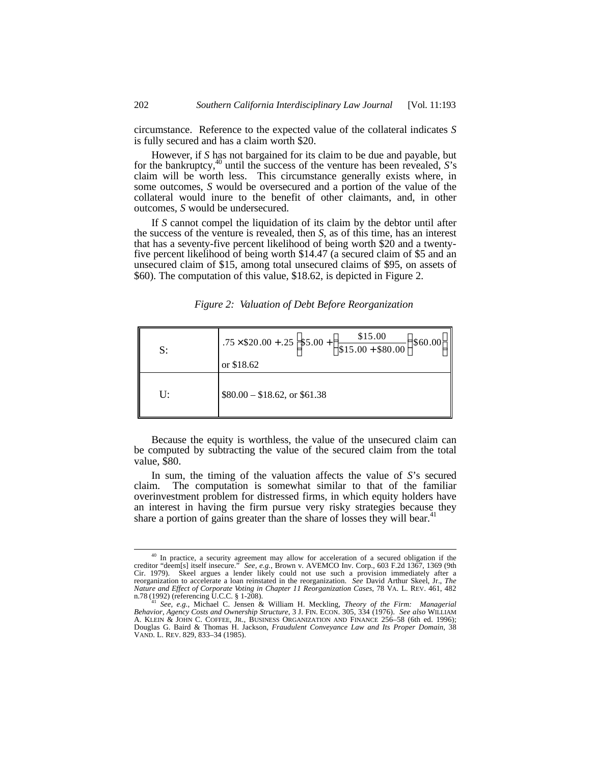circumstance. Reference to the expected value of the collateral indicates *S* is fully secured and has a claim worth \$20.

However, if *S* has not bargained for its claim to be due and payable, but for the bankruptcy,[40] until the success of the venture has been revealed, *S*'s claim will be worth less. This circumstance generally exists where, in some outcomes, *S* would be oversecured and a portion of the value of the collateral would inure to the benefit of other claimants, and, in other outcomes, *S* would be undersecured.

If *S* cannot compel the liquidation of its claim by the debtor until after the success of the venture is revealed, then *S*, as of this time, has an interest that has a seventy-five percent likelihood of being worth \$20 and a twenty-five percent likelihood of being worth \$14.47 (a secured claim of \$5 and an unsecured claim of \$15, among total unsecured claims of \$95, on assets of \$60). The computation of this value, \$18.62, is depicted in Figure 2.

*Figure 2: Valuation of Debt Before Reorganization*

| | |
|---|---|
| S: | $.75 \times \$20.00 + .25\left(\$5.00 + \left(\frac{\$15.00}{\$15.00 + \$80.00}\right)\$60.00\right)$ or \$18.62 |
| U: | \$80.00 – \$18.62, or \$61.38 |

Because the equity is worthless, the value of the unsecured claim can be computed by subtracting the value of the secured claim from the total value, \$80.

In sum, the timing of the valuation affects the value of *S*'s secured claim. The computation is somewhat similar to that of the familiar overinvestment problem for distressed firms, in which equity holders have an interest in having the firm pursue very risky strategies because they share a portion of gains greater than the share of losses they will bear.[41]

---

[40] In practice, a security agreement may allow for acceleration of a secured obligation if the creditor "deem[s] itself insecure." *See, e.g.*, Brown v. AVEMCO Inv. Corp., 603 F.2d 1367, 1369 (9th Cir. 1979). Skeel argues a lender likely could not use such a provision immediately after a reorganization to accelerate a loan reinstated in the reorganization. *See* David Arthur Skeel, Jr., *The Nature and Effect of Corporate Voting in Chapter 11 Reorganization Cases*, 78 VA. L. REV. 461, 482 n.78 (1992) (referencing U.C.C. § 1-208).

[41] *See, e.g.*, Michael C. Jensen & William H. Meckling, *Theory of the Firm: Managerial Behavior, Agency Costs and Ownership Structure*, 3 J. FIN. ECON. 305, 334 (1976). *See also* WILLIAM A. KLEIN & JOHN C. COFFEE, JR., BUSINESS ORGANIZATION AND FINANCE 256–58 (6th ed. 1996); Douglas G. Baird & Thomas H. Jackson, *Fraudulent Conveyance Law and Its Proper Domain*, 38 VAND. L. REV. 829, 833–34 (1985).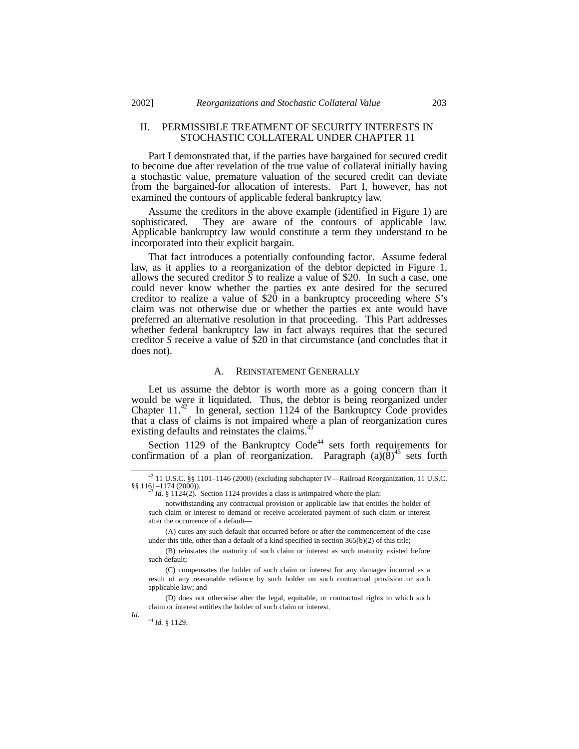## II. PERMISSIBLE TREATMENT OF SECURITY INTERESTS IN STOCHASTIC COLLATERAL UNDER CHAPTER 11

Part I demonstrated that, if the parties have bargained for secured credit to become due after revelation of the true value of collateral initially having a stochastic value, premature valuation of the secured credit can deviate from the bargained-for allocation of interests. Part I, however, has not examined the contours of applicable federal bankruptcy law.

Assume the creditors in the above example (identified in Figure 1) are sophisticated. They are aware of the contours of applicable law. Applicable bankruptcy law would constitute a term they understand to be incorporated into their explicit bargain.

That fact introduces a potentially confounding factor. Assume federal law, as it applies to a reorganization of the debtor depicted in Figure 1, allows the secured creditor *S* to realize a value of $20. In such a case, one could never know whether the parties ex ante desired for the secured creditor to realize a value of $20 in a bankruptcy proceeding where *S*'s claim was not otherwise due or whether the parties ex ante would have preferred an alternative resolution in that proceeding. This Part addresses whether federal bankruptcy law in fact always requires that the secured creditor *S* receive a value of $20 in that circumstance (and concludes that it does not).

### A. REINSTATEMENT GENERALLY

Let us assume the debtor is worth more as a going concern than it would be were it liquidated. Thus, the debtor is being reorganized under Chapter 11.[42] In general, section 1124 of the Bankruptcy Code provides that a class of claims is not impaired where a plan of reorganization cures existing defaults and reinstates the claims.[43]

Section 1129 of the Bankruptcy Code[44] sets forth requirements for confirmation of a plan of reorganization. Paragraph (a)(8)[45] sets forth

---

[42] 11 U.S.C. §§ 1101–1146 (2000) (excluding subchapter IV—Railroad Reorganization, 11 U.S.C. §§ 1161–1174 (2000)).

[43] *Id.* § 1124(2). Section 1124 provides a class is *un*impaired where the plan:

> notwithstanding any contractual provision or applicable law that entitles the holder of such claim or interest to demand or receive accelerated payment of such claim or interest after the occurrence of a default—
>
> (A) cures any such default that occurred before or after the commencement of the case under this title, other than a default of a kind specified in section 365(b)(2) of this title;
>
> (B) reinstates the maturity of such claim or interest as such maturity existed before such default;
>
> (C) compensates the holder of such claim or interest for any damages incurred as a result of any reasonable reliance by such holder on such contractual provision or such applicable law; and
>
> (D) does not otherwise alter the legal, equitable, or contractual rights to which such claim or interest entitles the holder of such claim or interest.

*Id.*

[44] *Id.* § 1129.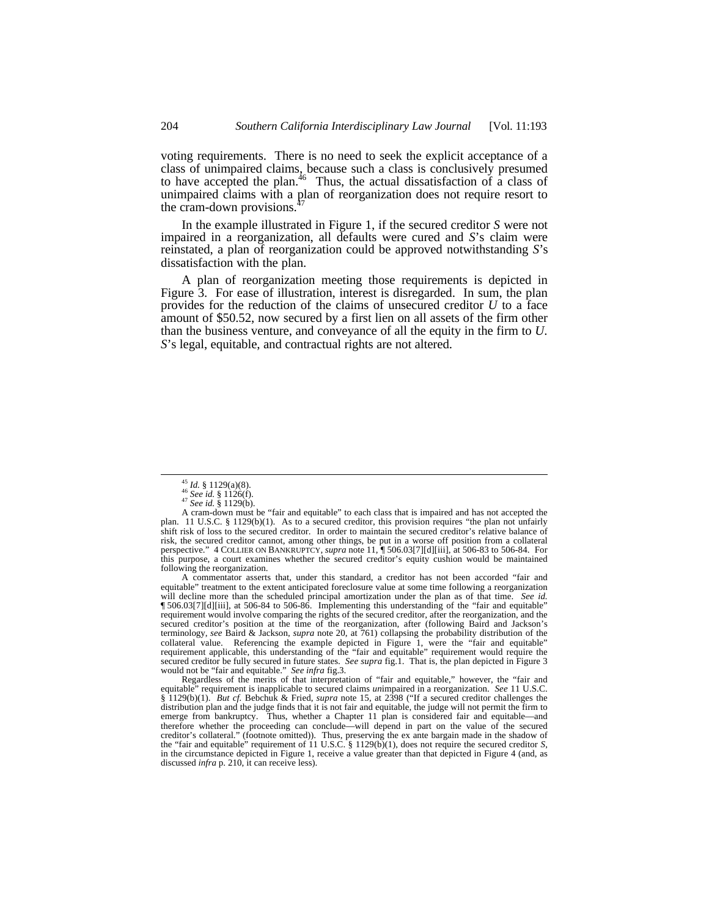voting requirements. There is no need to seek the explicit acceptance of a class of unimpaired claims, because such a class is conclusively presumed to have accepted the plan.[46] Thus, the actual dissatisfaction of a class of unimpaired claims with a plan of reorganization does not require resort to the cram-down provisions.[47]

In the example illustrated in Figure 1, if the secured creditor *S* were not impaired in a reorganization, all defaults were cured and *S*'s claim were reinstated, a plan of reorganization could be approved notwithstanding *S*'s dissatisfaction with the plan.

A plan of reorganization meeting those requirements is depicted in Figure 3. For ease of illustration, interest is disregarded. In sum, the plan provides for the reduction of the claims of unsecured creditor *U* to a face amount of $50.52, now secured by a first lien on all assets of the firm other than the business venture, and conveyance of all the equity in the firm to *U*. *S*'s legal, equitable, and contractual rights are not altered.

---

[45] *Id.* § 1129(a)(8).

[46] *See id.* § 1126(f).

[47] *See id.* § 1129(b).

A cram-down must be "fair and equitable" to each class that is impaired and has not accepted the plan. 11 U.S.C. § 1129(b)(1). As to a secured creditor, this provision requires "the plan not unfairly shift risk of loss to the secured creditor. In order to maintain the secured creditor's relative balance of risk, the secured creditor cannot, among other things, be put in a worse off position from a collateral perspective." 4 COLLIER ON BANKRUPTCY, *supra* note 11, ¶ 506.03[7][d][iii], at 506-83 to 506-84. For this purpose, a court examines whether the secured creditor's equity cushion would be maintained following the reorganization.

A commentator asserts that, under this standard, a creditor has not been accorded "fair and equitable" treatment to the extent anticipated foreclosure value at some time following a reorganization will decline more than the scheduled principal amortization under the plan as of that time. *See id.* ¶ 506.03[7][d][iii], at 506-84 to 506-86. Implementing this understanding of the "fair and equitable" requirement would involve comparing the rights of the secured creditor, after the reorganization, and the secured creditor's position at the time of the reorganization, after (following Baird and Jackson's terminology, *see* Baird & Jackson, *supra* note 20, at 761) collapsing the probability distribution of the collateral value. Referencing the example depicted in Figure 1, were the "fair and equitable" requirement applicable, this understanding of the "fair and equitable" requirement would require the secured creditor be fully secured in future states. *See supra* fig.1. That is, the plan depicted in Figure 3 would not be "fair and equitable." *See infra* fig.3.

Regardless of the merits of that interpretation of "fair and equitable," however, the "fair and equitable" requirement is inapplicable to secured claims *un*impaired in a reorganization. *See* 11 U.S.C. § 1129(b)(1). *But cf.* Bebchuk & Fried, *supra* note 15, at 2398 ("If a secured creditor challenges the distribution plan and the judge finds that it is not fair and equitable, the judge will not permit the firm to emerge from bankruptcy. Thus, whether a Chapter 11 plan is considered fair and equitable—and therefore whether the proceeding can conclude—will depend in part on the value of the secured creditor's collateral." (footnote omitted)). Thus, preserving the ex ante bargain made in the shadow of the "fair and equitable" requirement of 11 U.S.C. § 1129(b)(1), does not require the secured creditor *S*, in the circumstance depicted in Figure 1, receive a value greater than that depicted in Figure 4 (and, as discussed *infra* p. 210, it can receive less).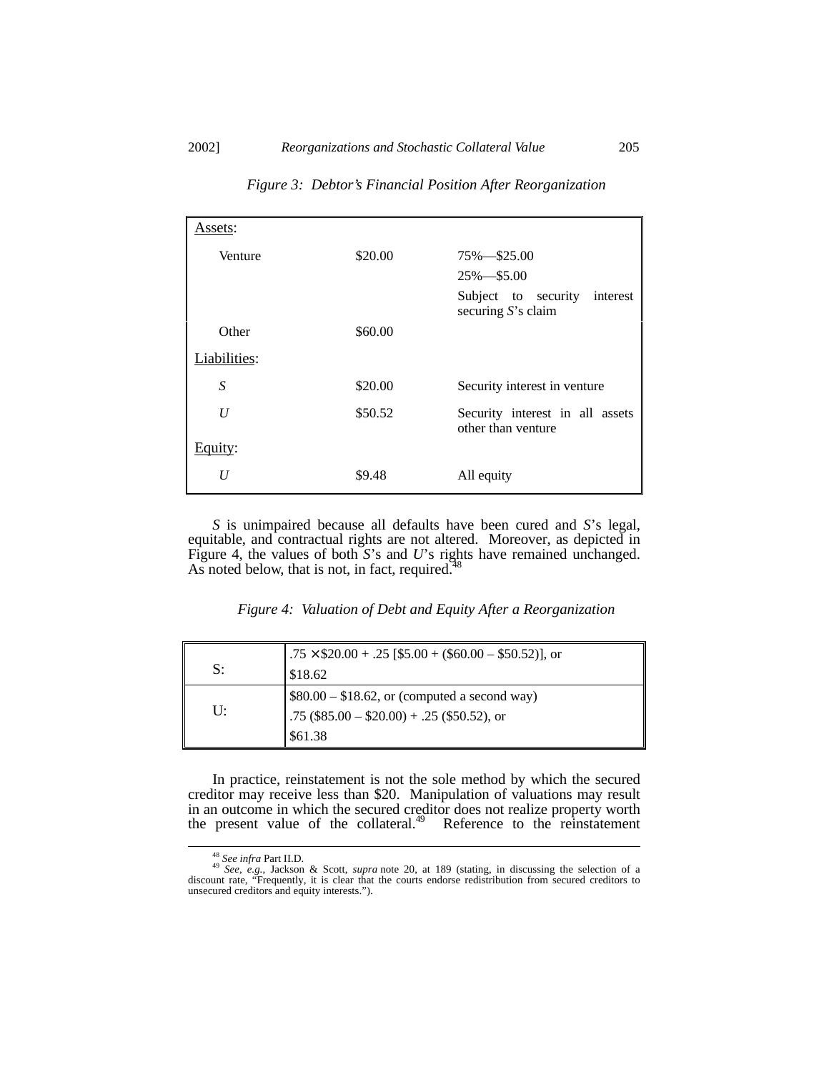*Figure 3: Debtor's Financial Position After Reorganization*

| | | |
|---|---|---|
| Assets: | | |
| Venture | \$20.00 | 75%—\$25.00<br>25%—\$5.00<br>Subject to security interest securing *S*'s claim |
| Other | \$60.00 | |
| Liabilities: | | |
| *S* | \$20.00 | Security interest in venture |
| *U* | \$50.52 | Security interest in all assets other than venture |
| Equity: | | |
| *U* | \$9.48 | All equity |

*S* is unimpaired because all defaults have been cured and *S*'s legal, equitable, and contractual rights are not altered. Moreover, as depicted in Figure 4, the values of both *S*'s and *U*'s rights have remained unchanged. As noted below, that is not, in fact, required.[48]

*Figure 4: Valuation of Debt and Equity After a Reorganization*

| | |
|---|---|
| S: | .75 × \$20.00 + .25 [\$5.00 + (\$60.00 – \$50.52)], or<br>\$18.62 |
| U: | \$80.00 – \$18.62, or (computed a second way)<br>.75 (\$85.00 – \$20.00) + .25 (\$50.52), or<br>\$61.38 |

In practice, reinstatement is not the sole method by which the secured creditor may receive less than \$20. Manipulation of valuations may result in an outcome in which the secured creditor does not realize property worth the present value of the collateral.[49] Reference to the reinstatement

---

[48] *See infra* Part II.D.

[49] *See, e.g.*, Jackson & Scott, *supra* note 20, at 189 (stating, in discussing the selection of a discount rate, "Frequently, it is clear that the courts endorse redistribution from secured creditors to unsecured creditors and equity interests.").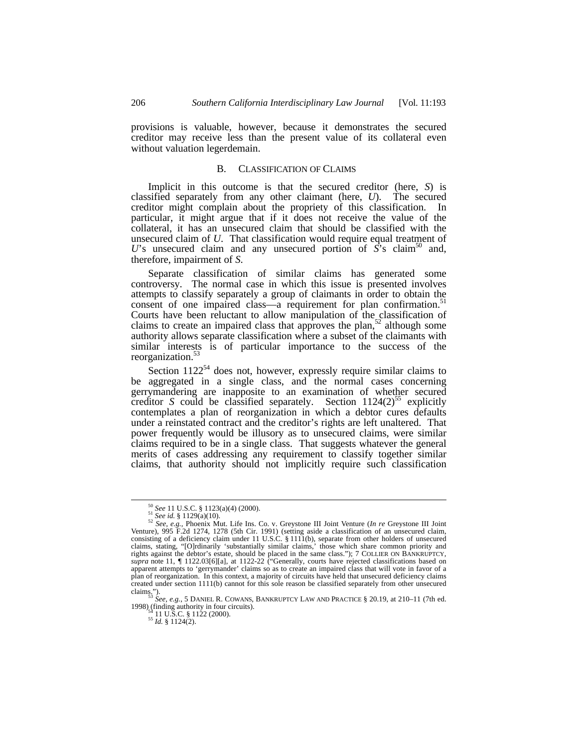provisions is valuable, however, because it demonstrates the secured creditor may receive less than the present value of its collateral even without valuation legerdemain.

## B. Classification of Claims

Implicit in this outcome is that the secured creditor (here, *S*) is classified separately from any other claimant (here, *U*). The secured creditor might complain about the propriety of this classification. In particular, it might argue that if it does not receive the value of the collateral, it has an unsecured claim that should be classified with the unsecured claim of *U*. That classification would require equal treatment of *U*'s unsecured claim and any unsecured portion of *S*'s claim[50] and, therefore, impairment of *S*.

Separate classification of similar claims has generated some controversy. The normal case in which this issue is presented involves attempts to classify separately a group of claimants in order to obtain the consent of one impaired class—a requirement for plan confirmation.[51] Courts have been reluctant to allow manipulation of the classification of claims to create an impaired class that approves the plan,[52] although some authority allows separate classification where a subset of the claimants with similar interests is of particular importance to the success of the reorganization.[53]

Section 1122[54] does not, however, expressly require similar claims to be aggregated in a single class, and the normal cases concerning gerrymandering are inapposite to an examination of whether secured creditor *S* could be classified separately. Section 1124(2)[55] explicitly contemplates a plan of reorganization in which a debtor cures defaults under a reinstated contract and the creditor's rights are left unaltered. That power frequently would be illusory as to unsecured claims, were similar claims required to be in a single class. That suggests whatever the general merits of cases addressing any requirement to classify together similar claims, that authority should not implicitly require such classification

---

[50] *See* 11 U.S.C. § 1123(a)(4) (2000).

[51] *See id.* § 1129(a)(10).

[52] *See, e.g.*, Phoenix Mut. Life Ins. Co. v. Greystone III Joint Venture (*In re* Greystone III Joint Venture), 995 F.2d 1274, 1278 (5th Cir. 1991) (setting aside a classification of an unsecured claim, consisting of a deficiency claim under 11 U.S.C. § 1111(b), separate from other holders of unsecured claims, stating, "[O]rdinarily 'substantially similar claims,' those which share common priority and rights against the debtor's estate, should be placed in the same class."); 7 Collier on Bankruptcy, *supra* note 11, ¶ 1122.03[6][a], at 1122-22 ("Generally, courts have rejected classifications based on apparent attempts to 'gerrymander' claims so as to create an impaired class that will vote in favor of a plan of reorganization. In this context, a majority of circuits have held that unsecured deficiency claims created under section 1111(b) cannot for this sole reason be classified separately from other unsecured claims.").

[53] *See, e.g.*, 5 Daniel R. Cowans, Bankruptcy Law and Practice § 20.19, at 210–11 (7th ed. 1998) (finding authority in four circuits).

[54] 11 U.S.C. § 1122 (2000).

[55] *Id.* § 1124(2).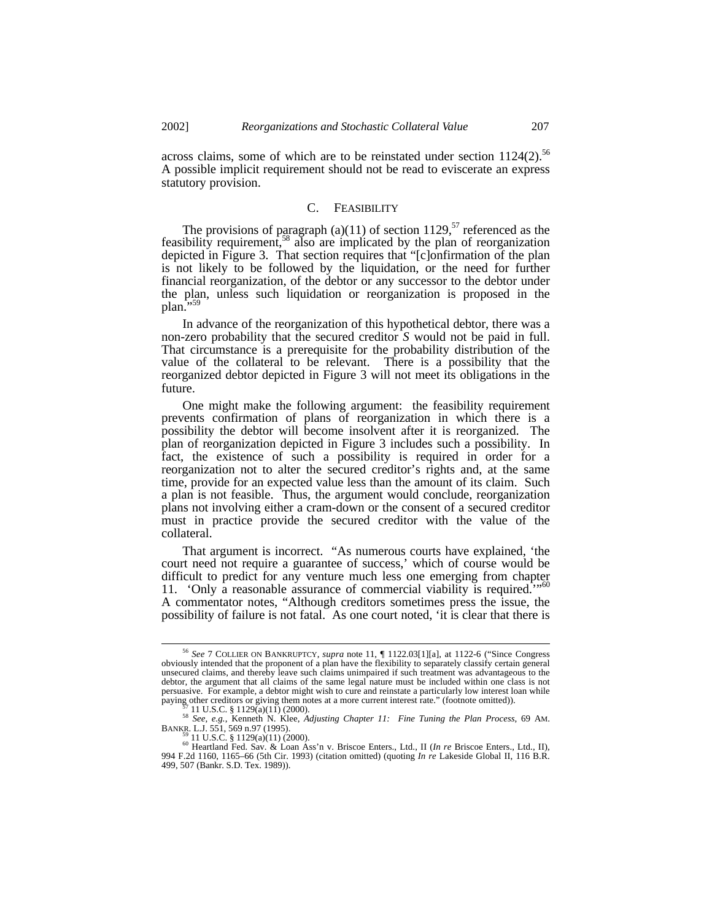across claims, some of which are to be reinstated under section 1124(2).[56] A possible implicit requirement should not be read to eviscerate an express statutory provision.

### C. Feasibility

The provisions of paragraph (a)(11) of section 1129,[57] referenced as the feasibility requirement,[58] also are implicated by the plan of reorganization depicted in Figure 3. That section requires that "[c]onfirmation of the plan is not likely to be followed by the liquidation, or the need for further financial reorganization, of the debtor or any successor to the debtor under the plan, unless such liquidation or reorganization is proposed in the plan."[59]

In advance of the reorganization of this hypothetical debtor, there was a non-zero probability that the secured creditor *S* would not be paid in full. That circumstance is a prerequisite for the probability distribution of the value of the collateral to be relevant. There is a possibility that the reorganized debtor depicted in Figure 3 will not meet its obligations in the future.

One might make the following argument: the feasibility requirement prevents confirmation of plans of reorganization in which there is a possibility the debtor will become insolvent after it is reorganized. The plan of reorganization depicted in Figure 3 includes such a possibility. In fact, the existence of such a possibility is required in order for a reorganization not to alter the secured creditor's rights and, at the same time, provide for an expected value less than the amount of its claim. Such a plan is not feasible. Thus, the argument would conclude, reorganization plans not involving either a cram-down or the consent of a secured creditor must in practice provide the secured creditor with the value of the collateral.

That argument is incorrect. "As numerous courts have explained, 'the court need not require a guarantee of success,' which of course would be difficult to predict for any venture much less one emerging from chapter 11. 'Only a reasonable assurance of commercial viability is required.'"[60] A commentator notes, "Although creditors sometimes press the issue, the possibility of failure is not fatal. As one court noted, 'it is clear that there is

---

[56] *See* 7 Collier on Bankruptcy, *supra* note 11, ¶ 1122.03[1][a], at 1122-6 ("Since Congress obviously intended that the proponent of a plan have the flexibility to separately classify certain general unsecured claims, and thereby leave such claims unimpaired if such treatment was advantageous to the debtor, the argument that all claims of the same legal nature must be included within one class is not persuasive. For example, a debtor might wish to cure and reinstate a particularly low interest loan while paying other creditors or giving them notes at a more current interest rate." (footnote omitted)).

[57] 11 U.S.C. § 1129(a)(11) (2000).

[58] *See, e.g.*, Kenneth N. Klee, *Adjusting Chapter 11: Fine Tuning the Plan Process*, 69 Am. Bankr. L.J. 551, 569 n.97 (1995).

[59] 11 U.S.C. § 1129(a)(11) (2000).

[60] Heartland Fed. Sav. & Loan Ass'n v. Briscoe Enters., Ltd., II (*In re* Briscoe Enters., Ltd., II), 994 F.2d 1160, 1165–66 (5th Cir. 1993) (citation omitted) (quoting *In re* Lakeside Global II, 116 B.R. 499, 507 (Bankr. S.D. Tex. 1989)).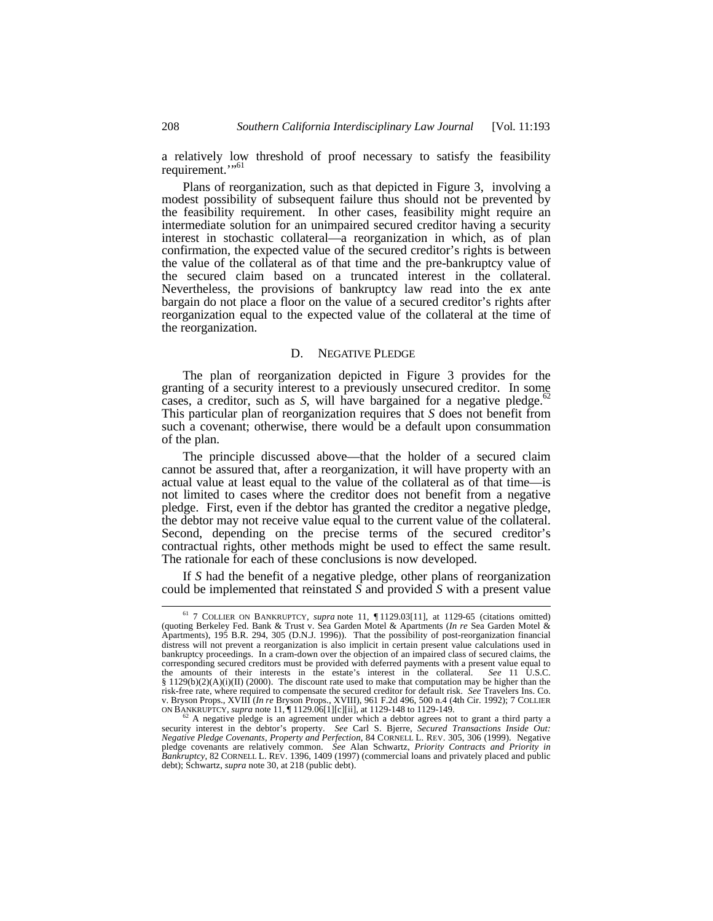a relatively low threshold of proof necessary to satisfy the feasibility requirement.'"[61]

Plans of reorganization, such as that depicted in Figure 3, involving a modest possibility of subsequent failure thus should not be prevented by the feasibility requirement. In other cases, feasibility might require an intermediate solution for an unimpaired secured creditor having a security interest in stochastic collateral—a reorganization in which, as of plan confirmation, the expected value of the secured creditor's rights is between the value of the collateral as of that time and the pre-bankruptcy value of the secured claim based on a truncated interest in the collateral. Nevertheless, the provisions of bankruptcy law read into the ex ante bargain do not place a floor on the value of a secured creditor's rights after reorganization equal to the expected value of the collateral at the time of the reorganization.

### D. Negative Pledge

The plan of reorganization depicted in Figure 3 provides for the granting of a security interest to a previously unsecured creditor. In some cases, a creditor, such as *S*, will have bargained for a negative pledge.[62] This particular plan of reorganization requires that *S* does not benefit from such a covenant; otherwise, there would be a default upon consummation of the plan.

The principle discussed above—that the holder of a secured claim cannot be assured that, after a reorganization, it will have property with an actual value at least equal to the value of the collateral as of that time—is not limited to cases where the creditor does not benefit from a negative pledge. First, even if the debtor has granted the creditor a negative pledge, the debtor may not receive value equal to the current value of the collateral. Second, depending on the precise terms of the secured creditor's contractual rights, other methods might be used to effect the same result. The rationale for each of these conclusions is now developed.

If *S* had the benefit of a negative pledge, other plans of reorganization could be implemented that reinstated *S* and provided *S* with a present value

---

[61] 7 Collier on Bankruptcy, *supra* note 11, ¶ 1129.03[11], at 1129-65 (citations omitted) (quoting Berkeley Fed. Bank & Trust v. Sea Garden Motel & Apartments (*In re* Sea Garden Motel & Apartments), 195 B.R. 294, 305 (D.N.J. 1996)). That the possibility of post-reorganization financial distress will not prevent a reorganization is also implicit in certain present value calculations used in bankruptcy proceedings. In a cram-down over the objection of an impaired class of secured claims, the corresponding secured creditors must be provided with deferred payments with a present value equal to the amounts of their interests in the estate's interest in the collateral. *See* 11 U.S.C. § 1129(b)(2)(A)(i)(II) (2000). The discount rate used to make that computation may be higher than the risk-free rate, where required to compensate the secured creditor for default risk. *See* Travelers Ins. Co. v. Bryson Props., XVIII (*In re* Bryson Props., XVIII), 961 F.2d 496, 500 n.4 (4th Cir. 1992); 7 Collier on Bankruptcy, *supra* note 11, ¶ 1129.06[1][c][ii], at 1129-148 to 1129-149.

[62] A negative pledge is an agreement under which a debtor agrees not to grant a third party a security interest in the debtor's property. *See* Carl S. Bjerre, *Secured Transactions Inside Out: Negative Pledge Covenants, Property and Perfection*, 84 Cornell L. Rev. 305, 306 (1999). Negative pledge covenants are relatively common. *See* Alan Schwartz, *Priority Contracts and Priority in Bankruptcy*, 82 Cornell L. Rev. 1396, 1409 (1997) (commercial loans and privately placed and public debt); Schwartz, *supra* note 30, at 218 (public debt).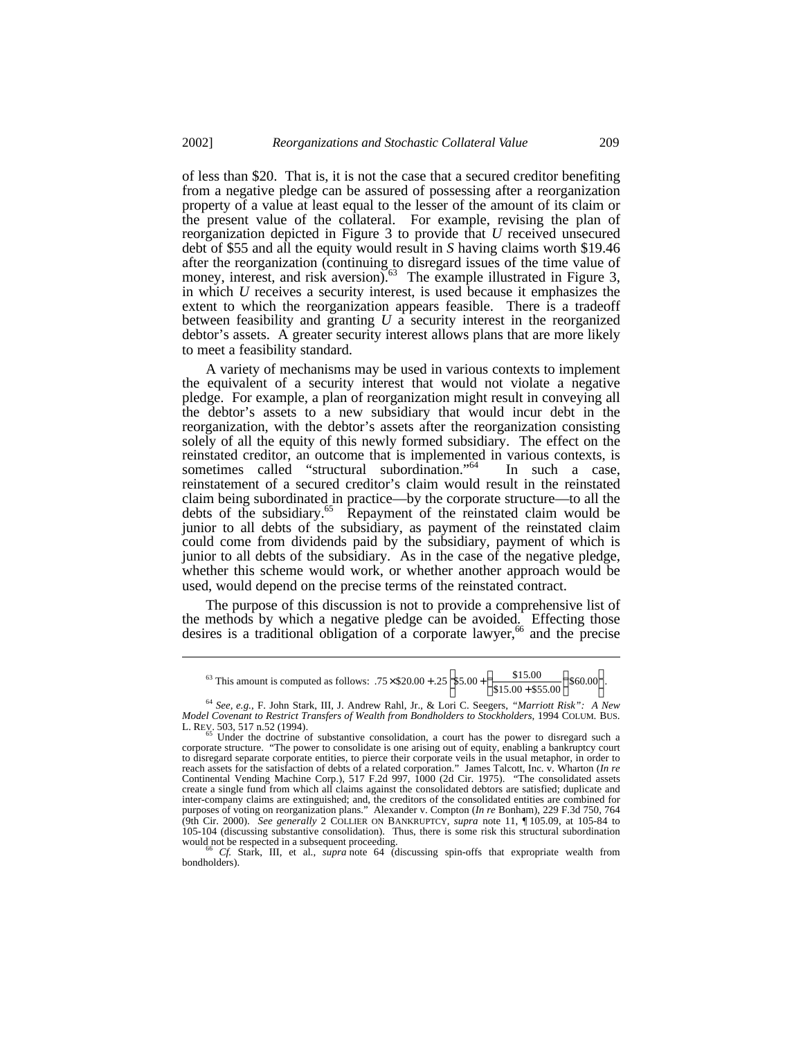of less than \$20. That is, it is not the case that a secured creditor benefiting from a negative pledge can be assured of possessing after a reorganization property of a value at least equal to the lesser of the amount of its claim or the present value of the collateral. For example, revising the plan of reorganization depicted in Figure 3 to provide that *U* received unsecured debt of \$55 and all the equity would result in *S* having claims worth \$19.46 after the reorganization (continuing to disregard issues of the time value of money, interest, and risk aversion).[63] The example illustrated in Figure 3, in which *U* receives a security interest, is used because it emphasizes the extent to which the reorganization appears feasible. There is a tradeoff between feasibility and granting *U* a security interest in the reorganized debtor's assets. A greater security interest allows plans that are more likely to meet a feasibility standard.

A variety of mechanisms may be used in various contexts to implement the equivalent of a security interest that would not violate a negative pledge. For example, a plan of reorganization might result in conveying all the debtor's assets to a new subsidiary that would incur debt in the reorganization, with the debtor's assets after the reorganization consisting solely of all the equity of this newly formed subsidiary. The effect on the reinstated creditor, an outcome that is implemented in various contexts, is sometimes called "structural subordination."[64] In such a case, reinstatement of a secured creditor's claim would result in the reinstated claim being subordinated in practice—by the corporate structure—to all the debts of the subsidiary.[65] Repayment of the reinstated claim would be junior to all debts of the subsidiary, as payment of the reinstated claim could come from dividends paid by the subsidiary, payment of which is junior to all debts of the subsidiary. As in the case of the negative pledge, whether this scheme would work, or whether another approach would be used, would depend on the precise terms of the reinstated contract.

The purpose of this discussion is not to provide a comprehensive list of the methods by which a negative pledge can be avoided. Effecting those desires is a traditional obligation of a corporate lawyer,[66] and the precise

---

[63] This amount is computed as follows: $.75 \times \$20.00 + .25\left(\$5.00 + \left(\frac{\$15.00}{\$15.00 + \$55.00}\right)\$60.00\right)$.

[64] *See, e.g.*, F. John Stark, III, J. Andrew Rahl, Jr., & Lori C. Seegers, *"Marriott Risk": A New Model Covenant to Restrict Transfers of Wealth from Bondholders to Stockholders*, 1994 COLUM. BUS. L. REV. 503, 517 n.52 (1994).

[65] Under the doctrine of substantive consolidation, a court has the power to disregard such a corporate structure. "The power to consolidate is one arising out of equity, enabling a bankruptcy court to disregard separate corporate entities, to pierce their corporate veils in the usual metaphor, in order to reach assets for the satisfaction of debts of a related corporation." James Talcott, Inc. v. Wharton (*In re* Continental Vending Machine Corp.), 517 F.2d 997, 1000 (2d Cir. 1975). "The consolidated assets create a single fund from which all claims against the consolidated debtors are satisfied; duplicate and inter-company claims are extinguished; and, the creditors of the consolidated entities are combined for purposes of voting on reorganization plans." Alexander v. Compton (*In re* Bonham), 229 F.3d 750, 764 (9th Cir. 2000). *See generally* 2 COLLIER ON BANKRUPTCY, *supra* note 11, ¶ 105.09, at 105-84 to 105-104 (discussing substantive consolidation). Thus, there is some risk this structural subordination would not be respected in a subsequent proceeding.

[66] *Cf.* Stark, III, et al., *supra* note 64 (discussing spin-offs that expropriate wealth from bondholders).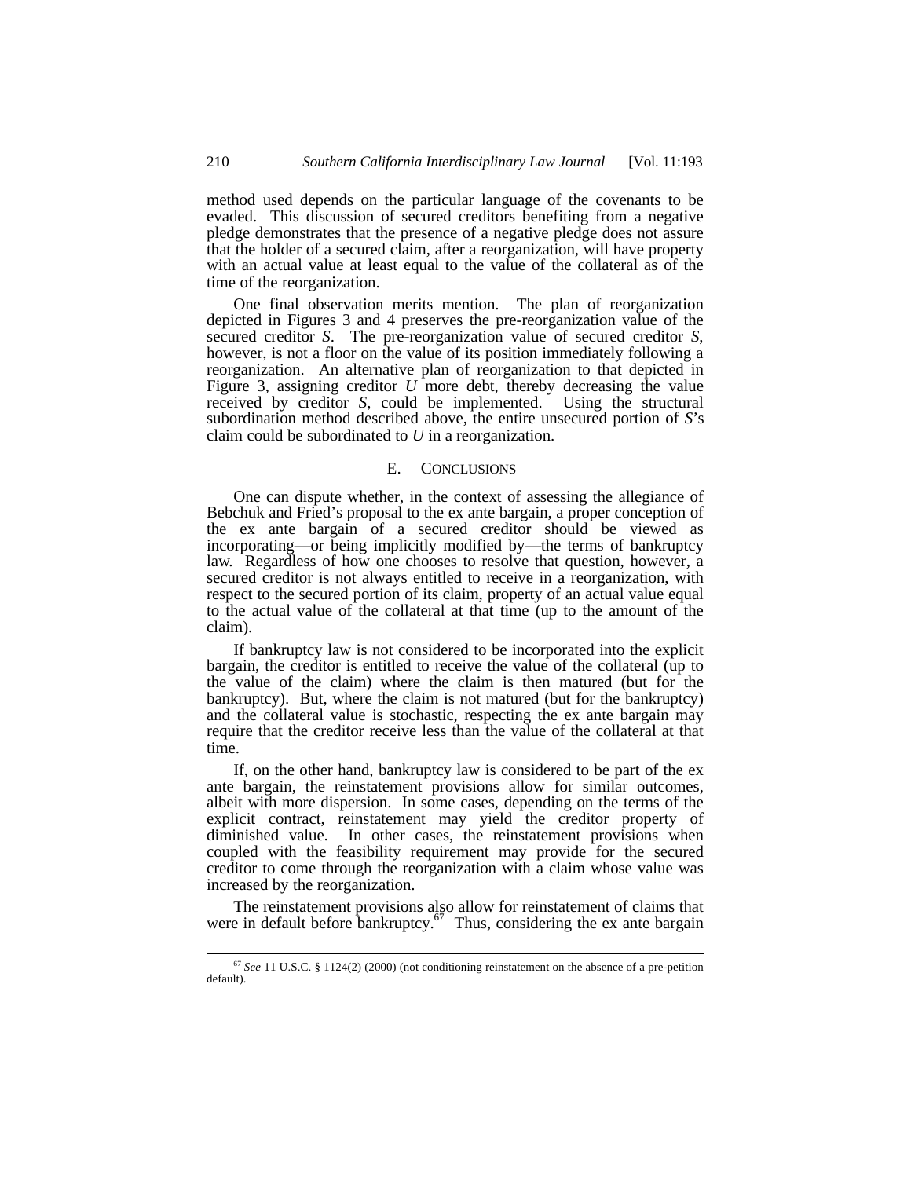method used depends on the particular language of the covenants to be evaded. This discussion of secured creditors benefiting from a negative pledge demonstrates that the presence of a negative pledge does not assure that the holder of a secured claim, after a reorganization, will have property with an actual value at least equal to the value of the collateral as of the time of the reorganization.

One final observation merits mention. The plan of reorganization depicted in Figures 3 and 4 preserves the pre-reorganization value of the secured creditor *S*. The pre-reorganization value of secured creditor *S*, however, is not a floor on the value of its position immediately following a reorganization. An alternative plan of reorganization to that depicted in Figure 3, assigning creditor *U* more debt, thereby decreasing the value received by creditor *S*, could be implemented. Using the structural subordination method described above, the entire unsecured portion of *S*'s claim could be subordinated to *U* in a reorganization.

### E. CONCLUSIONS

One can dispute whether, in the context of assessing the allegiance of Bebchuk and Fried's proposal to the ex ante bargain, a proper conception of the ex ante bargain of a secured creditor should be viewed as incorporating—or being implicitly modified by—the terms of bankruptcy law. Regardless of how one chooses to resolve that question, however, a secured creditor is not always entitled to receive in a reorganization, with respect to the secured portion of its claim, property of an actual value equal to the actual value of the collateral at that time (up to the amount of the claim).

If bankruptcy law is not considered to be incorporated into the explicit bargain, the creditor is entitled to receive the value of the collateral (up to the value of the claim) where the claim is then matured (but for the bankruptcy). But, where the claim is not matured (but for the bankruptcy) and the collateral value is stochastic, respecting the ex ante bargain may require that the creditor receive less than the value of the collateral at that time.

If, on the other hand, bankruptcy law is considered to be part of the ex ante bargain, the reinstatement provisions allow for similar outcomes, albeit with more dispersion. In some cases, depending on the terms of the explicit contract, reinstatement may yield the creditor property of diminished value. In other cases, the reinstatement provisions when coupled with the feasibility requirement may provide for the secured creditor to come through the reorganization with a claim whose value was increased by the reorganization.

The reinstatement provisions also allow for reinstatement of claims that were in default before bankruptcy.[67] Thus, considering the ex ante bargain

[67] *See* 11 U.S.C. § 1124(2) (2000) (not conditioning reinstatement on the absence of a pre-petition default).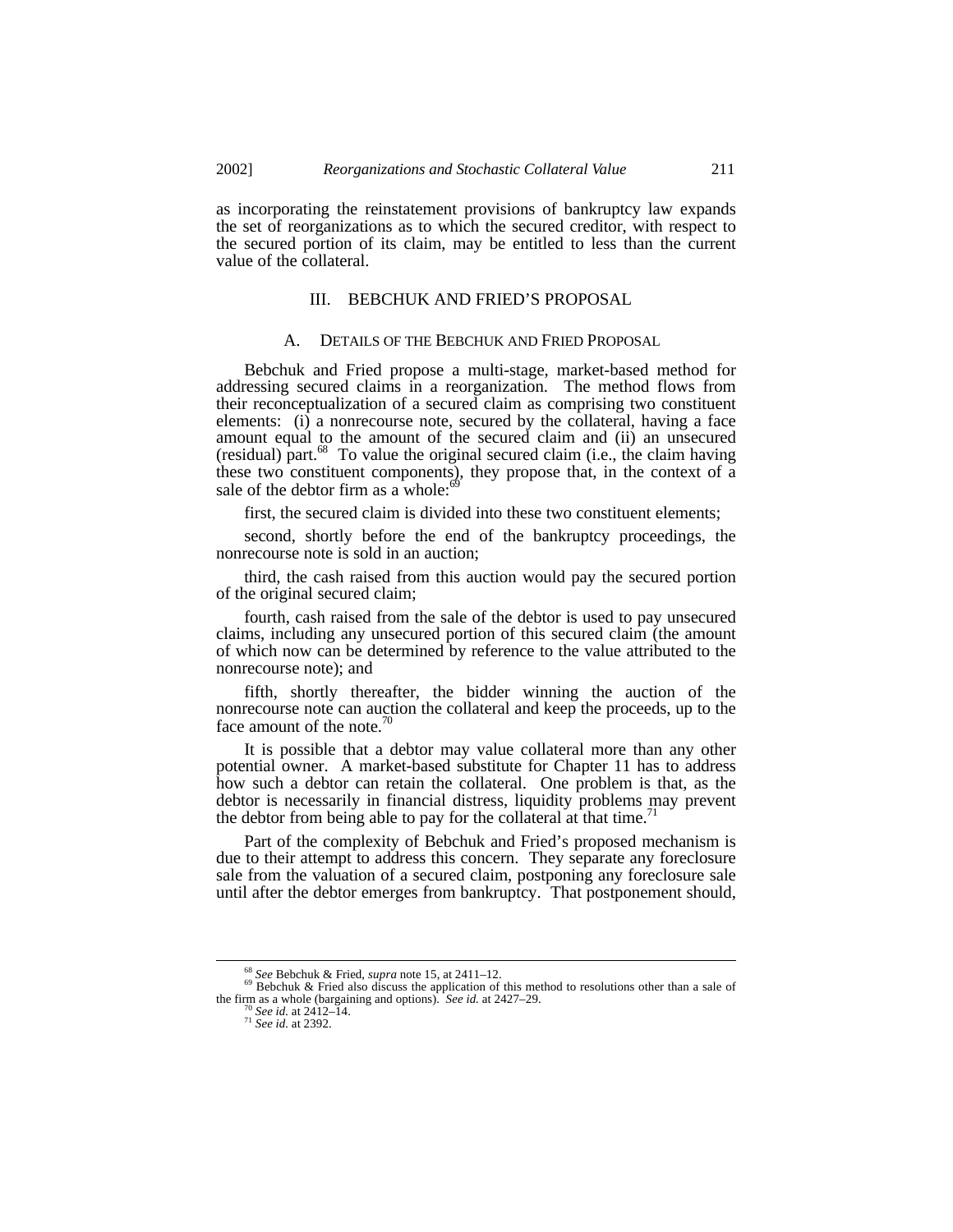as incorporating the reinstatement provisions of bankruptcy law expands the set of reorganizations as to which the secured creditor, with respect to the secured portion of its claim, may be entitled to less than the current value of the collateral.

## III. BEBCHUK AND FRIED'S PROPOSAL

### A. DETAILS OF THE BEBCHUK AND FRIED PROPOSAL

Bebchuk and Fried propose a multi-stage, market-based method for addressing secured claims in a reorganization. The method flows from their reconceptualization of a secured claim as comprising two constituent elements: (i) a nonrecourse note, secured by the collateral, having a face amount equal to the amount of the secured claim and (ii) an unsecured (residual) part.[68] To value the original secured claim (i.e., the claim having these two constituent components), they propose that, in the context of a sale of the debtor firm as a whole:[69]

first, the secured claim is divided into these two constituent elements;

second, shortly before the end of the bankruptcy proceedings, the nonrecourse note is sold in an auction;

third, the cash raised from this auction would pay the secured portion of the original secured claim;

fourth, cash raised from the sale of the debtor is used to pay unsecured claims, including any unsecured portion of this secured claim (the amount of which now can be determined by reference to the value attributed to the nonrecourse note); and

fifth, shortly thereafter, the bidder winning the auction of the nonrecourse note can auction the collateral and keep the proceeds, up to the face amount of the note.[70]

It is possible that a debtor may value collateral more than any other potential owner. A market-based substitute for Chapter 11 has to address how such a debtor can retain the collateral. One problem is that, as the debtor is necessarily in financial distress, liquidity problems may prevent the debtor from being able to pay for the collateral at that time.[71]

Part of the complexity of Bebchuk and Fried's proposed mechanism is due to their attempt to address this concern. They separate any foreclosure sale from the valuation of a secured claim, postponing any foreclosure sale until after the debtor emerges from bankruptcy. That postponement should,

---

[68] *See* Bebchuk & Fried, *supra* note 15, at 2411–12.

[69] Bebchuk & Fried also discuss the application of this method to resolutions other than a sale of the firm as a whole (bargaining and options). *See id.* at 2427–29.

[70] *See id.* at 2412–14.

[71] *See id.* at 2392.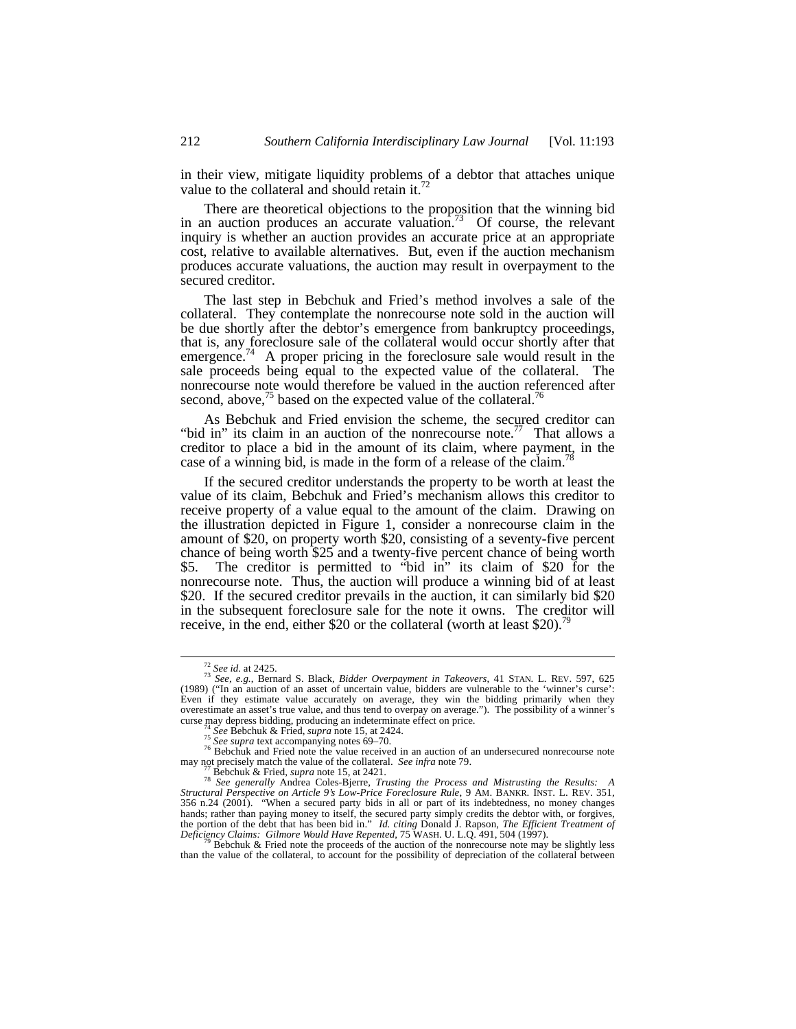in their view, mitigate liquidity problems of a debtor that attaches unique value to the collateral and should retain it.[72]

There are theoretical objections to the proposition that the winning bid in an auction produces an accurate valuation.[73] Of course, the relevant inquiry is whether an auction provides an accurate price at an appropriate cost, relative to available alternatives. But, even if the auction mechanism produces accurate valuations, the auction may result in overpayment to the secured creditor.

The last step in Bebchuk and Fried's method involves a sale of the collateral. They contemplate the nonrecourse note sold in the auction will be due shortly after the debtor's emergence from bankruptcy proceedings, that is, any foreclosure sale of the collateral would occur shortly after that emergence.[74] A proper pricing in the foreclosure sale would result in the sale proceeds being equal to the expected value of the collateral. The nonrecourse note would therefore be valued in the auction referenced after second, above,[75] based on the expected value of the collateral.[76]

As Bebchuk and Fried envision the scheme, the secured creditor can "bid in" its claim in an auction of the nonrecourse note.[77] That allows a creditor to place a bid in the amount of its claim, where payment, in the case of a winning bid, is made in the form of a release of the claim.[78]

If the secured creditor understands the property to be worth at least the value of its claim, Bebchuk and Fried's mechanism allows this creditor to receive property of a value equal to the amount of the claim. Drawing on the illustration depicted in Figure 1, consider a nonrecourse claim in the amount of $20, on property worth $20, consisting of a seventy-five percent chance of being worth $25 and a twenty-five percent chance of being worth $5. The creditor is permitted to "bid in" its claim of $20 for the nonrecourse note. Thus, the auction will produce a winning bid of at least $20. If the secured creditor prevails in the auction, it can similarly bid $20 in the subsequent foreclosure sale for the note it owns. The creditor will receive, in the end, either $20 or the collateral (worth at least $20).[79]

---

[72] *See id.* at 2425.

[73] *See, e.g.*, Bernard S. Black, *Bidder Overpayment in Takeovers*, 41 STAN. L. REV. 597, 625 (1989) ("In an auction of an asset of uncertain value, bidders are vulnerable to the 'winner's curse': Even if they estimate value accurately on average, they win the bidding primarily when they overestimate an asset's true value, and thus tend to overpay on average."). The possibility of a winner's curse may depress bidding, producing an indeterminate effect on price.

[74] *See* Bebchuk & Fried, *supra* note 15, at 2424.

[75] *See supra* text accompanying notes 69–70.

[76] Bebchuk and Fried note the value received in an auction of an undersecured nonrecourse note may not precisely match the value of the collateral. *See infra* note 79.

[77] Bebchuk & Fried, *supra* note 15, at 2421.

[78] *See generally* Andrea Coles-Bjerre, *Trusting the Process and Mistrusting the Results: A Structural Perspective on Article 9's Low-Price Foreclosure Rule*, 9 AM. BANKR. INST. L. REV. 351, 356 n.24 (2001). "When a secured party bids in all or part of its indebtedness, no money changes hands; rather than paying money to itself, the secured party simply credits the debtor with, or forgives, the portion of the debt that has been bid in." *Id. citing* Donald J. Rapson, *The Efficient Treatment of Deficiency Claims: Gilmore Would Have Repented*, 75 WASH. U. L.Q. 491, 504 (1997).

[79] Bebchuk & Fried note the proceeds of the auction of the nonrecourse note may be slightly less than the value of the collateral, to account for the possibility of depreciation of the collateral between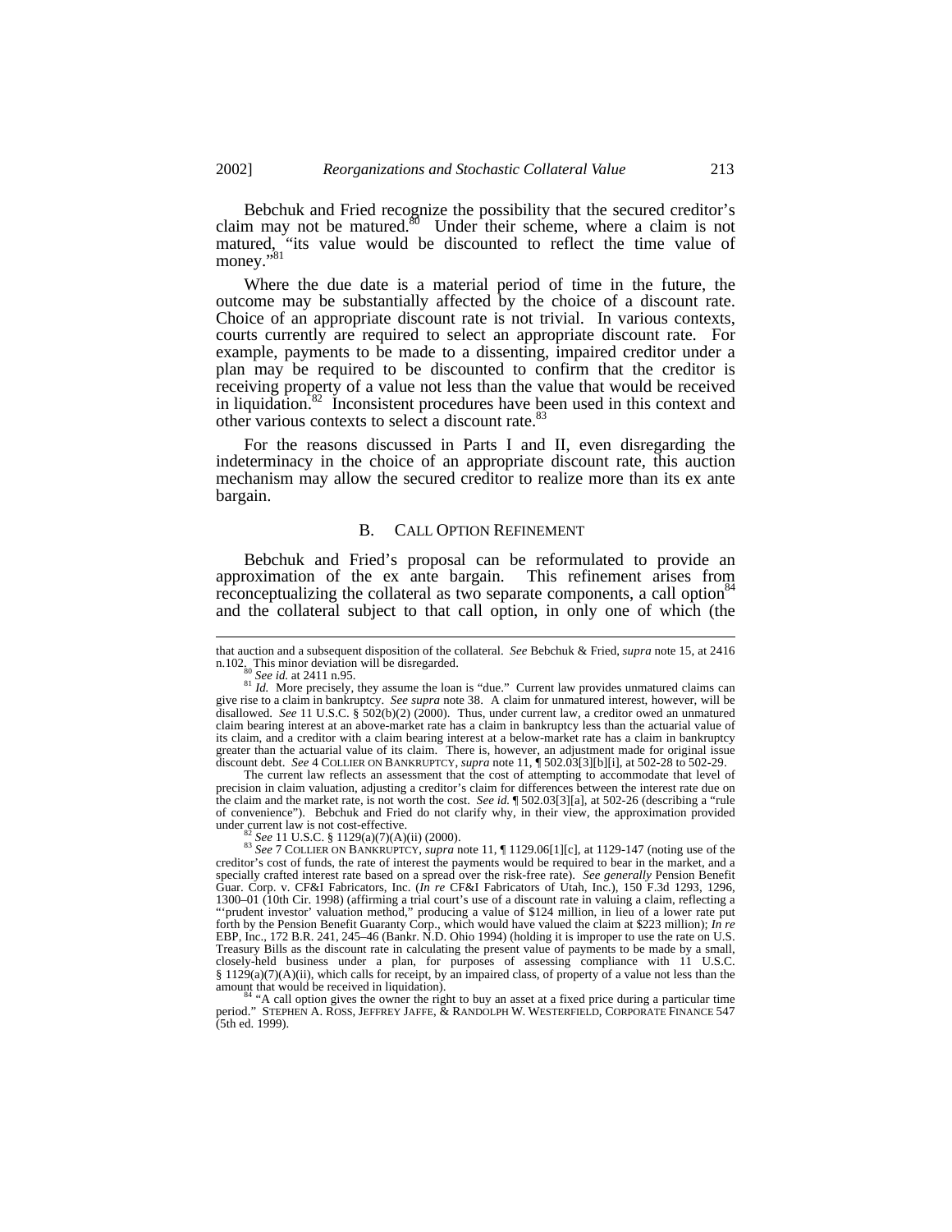Bebchuk and Fried recognize the possibility that the secured creditor's claim may not be matured.[80] Under their scheme, where a claim is not matured, "its value would be discounted to reflect the time value of money."[81]

Where the due date is a material period of time in the future, the outcome may be substantially affected by the choice of a discount rate. Choice of an appropriate discount rate is not trivial. In various contexts, courts currently are required to select an appropriate discount rate. For example, payments to be made to a dissenting, impaired creditor under a plan may be required to be discounted to confirm that the creditor is receiving property of a value not less than the value that would be received in liquidation.[82] Inconsistent procedures have been used in this context and other various contexts to select a discount rate.[83]

For the reasons discussed in Parts I and II, even disregarding the indeterminacy in the choice of an appropriate discount rate, this auction mechanism may allow the secured creditor to realize more than its ex ante bargain.

### B. Call Option Refinement

Bebchuk and Fried's proposal can be reformulated to provide an approximation of the ex ante bargain. This refinement arises from reconceptualizing the collateral as two separate components, a call option[84] and the collateral subject to that call option, in only one of which (the

---

that auction and a subsequent disposition of the collateral. *See* Bebchuk & Fried, *supra* note 15, at 2416 n.102. This minor deviation will be disregarded.

[80] *See id.* at 2411 n.95.

[81] *Id.* More precisely, they assume the loan is "due." Current law provides unmatured claims can give rise to a claim in bankruptcy. *See supra* note 38. A claim for unmatured interest, however, will be disallowed. *See* 11 U.S.C. § 502(b)(2) (2000). Thus, under current law, a creditor owed an unmatured claim bearing interest at an above-market rate has a claim in bankruptcy less than the actuarial value of its claim, and a creditor with a claim bearing interest at a below-market rate has a claim in bankruptcy greater than the actuarial value of its claim. There is, however, an adjustment made for original issue discount debt. *See* 4 COLLIER ON BANKRUPTCY, *supra* note 11, ¶ 502.03[3][b][i], at 502-28 to 502-29.

The current law reflects an assessment that the cost of attempting to accommodate that level of precision in claim valuation, adjusting a creditor's claim for differences between the interest rate due on the claim and the market rate, is not worth the cost. *See id.* ¶ 502.03[3][a], at 502-26 (describing a "rule of convenience"). Bebchuk and Fried do not clarify why, in their view, the approximation provided under current law is not cost-effective.

[82] *See* 11 U.S.C. § 1129(a)(7)(A)(ii) (2000).

[83] *See* 7 COLLIER ON BANKRUPTCY, *supra* note 11, ¶ 1129.06[1][c], at 1129-147 (noting use of the creditor's cost of funds, the rate of interest the payments would be required to bear in the market, and a specially crafted interest rate based on a spread over the risk-free rate). *See generally* Pension Benefit Guar. Corp. v. CF&I Fabricators, Inc. (*In re* CF&I Fabricators of Utah, Inc.), 150 F.3d 1293, 1296, 1300–01 (10th Cir. 1998) (affirming a trial court's use of a discount rate in valuing a claim, reflecting a "'prudent investor' valuation method," producing a value of $124 million, in lieu of a lower rate put forth by the Pension Benefit Guaranty Corp., which would have valued the claim at $223 million); *In re* EBP, Inc., 172 B.R. 241, 245–46 (Bankr. N.D. Ohio 1994) (holding it is improper to use the rate on U.S. Treasury Bills as the discount rate in calculating the present value of payments to be made by a small, closely-held business under a plan, for purposes of assessing compliance with 11 U.S.C. § 1129(a)(7)(A)(ii), which calls for receipt, by an impaired class, of property of a value not less than the amount that would be received in liquidation).

[84] "A call option gives the owner the right to buy an asset at a fixed price during a particular time period." STEPHEN A. ROSS, JEFFREY JAFFE, & RANDOLPH W. WESTERFIELD, CORPORATE FINANCE 547 (5th ed. 1999).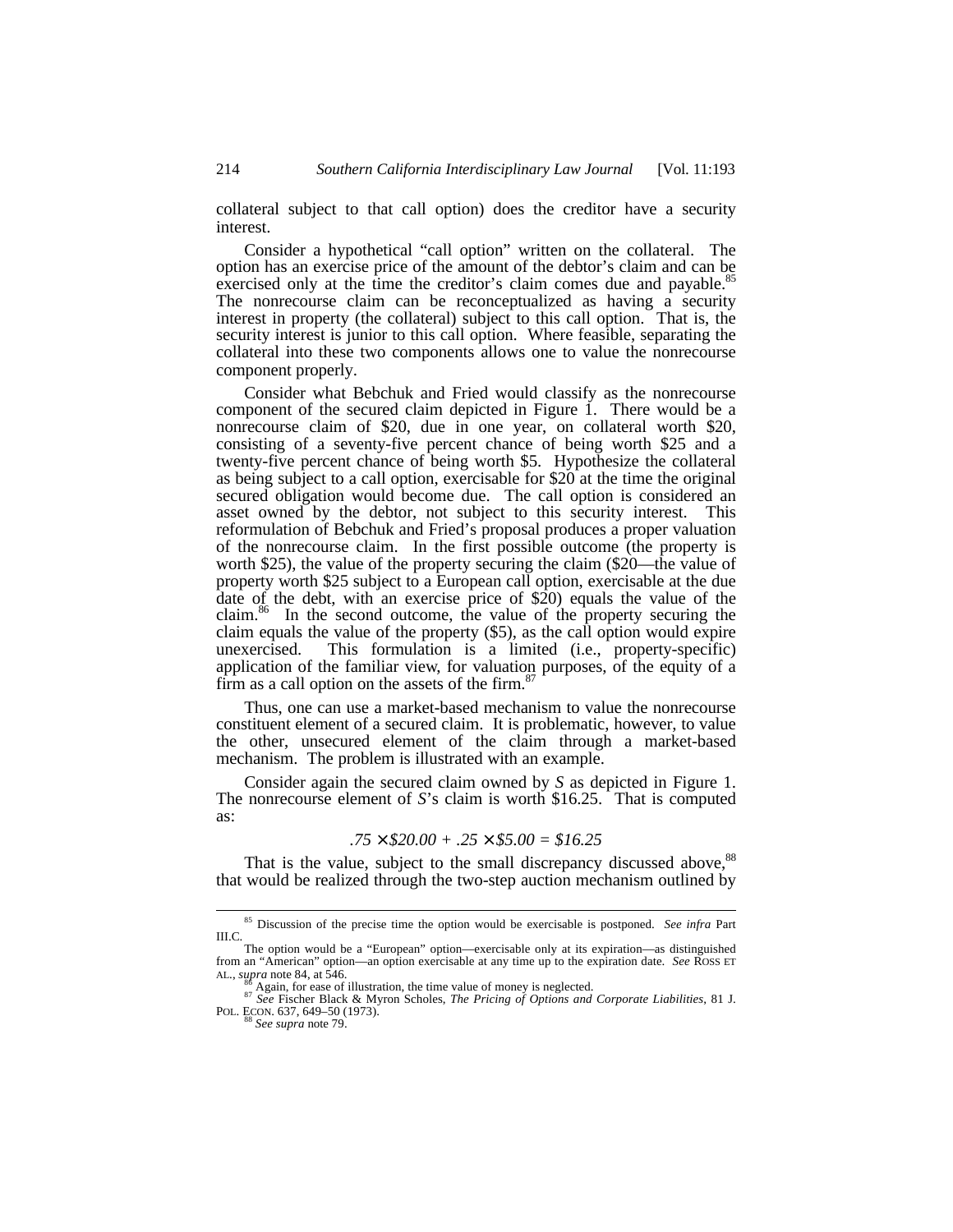collateral subject to that call option) does the creditor have a security interest.

Consider a hypothetical "call option" written on the collateral. The option has an exercise price of the amount of the debtor's claim and can be exercised only at the time the creditor's claim comes due and payable.[85] The nonrecourse claim can be reconceptualized as having a security interest in property (the collateral) subject to this call option. That is, the security interest is junior to this call option. Where feasible, separating the collateral into these two components allows one to value the nonrecourse component properly.

Consider what Bebchuk and Fried would classify as the nonrecourse component of the secured claim depicted in Figure 1. There would be a nonrecourse claim of $20, due in one year, on collateral worth $20, consisting of a seventy-five percent chance of being worth $25 and a twenty-five percent chance of being worth $5. Hypothesize the collateral as being subject to a call option, exercisable for $20 at the time the original secured obligation would become due. The call option is considered an asset owned by the debtor, not subject to this security interest. This reformulation of Bebchuk and Fried's proposal produces a proper valuation of the nonrecourse claim. In the first possible outcome (the property is worth $25), the value of the property securing the claim ($20—the value of property worth $25 subject to a European call option, exercisable at the due date of the debt, with an exercise price of $20) equals the value of the claim.[86] In the second outcome, the value of the property securing the claim equals the value of the property ($5), as the call option would expire unexercised. This formulation is a limited (i.e., property-specific) application of the familiar view, for valuation purposes, of the equity of a firm as a call option on the assets of the firm.[87]

Thus, one can use a market-based mechanism to value the nonrecourse constituent element of a secured claim. It is problematic, however, to value the other, unsecured element of the claim through a market-based mechanism. The problem is illustrated with an example.

Consider again the secured claim owned by *S* as depicted in Figure 1. The nonrecourse element of *S*'s claim is worth $16.25. That is computed as:

$$.75 \times \$20.00 + .25 \times \$5.00 = \$16.25$$

That is the value, subject to the small discrepancy discussed above,[88] that would be realized through the two-step auction mechanism outlined by

---

[85] Discussion of the precise time the option would be exercisable is postponed. *See infra* Part III.C.

The option would be a "European" option—exercisable only at its expiration—as distinguished from an "American" option—an option exercisable at any time up to the expiration date. *See* ROSS ET AL., *supra* note 84, at 546.

[86] Again, for ease of illustration, the time value of money is neglected.

[87] *See* Fischer Black & Myron Scholes, *The Pricing of Options and Corporate Liabilities*, 81 J. POL. ECON. 637, 649–50 (1973).

[88] *See supra* note 79.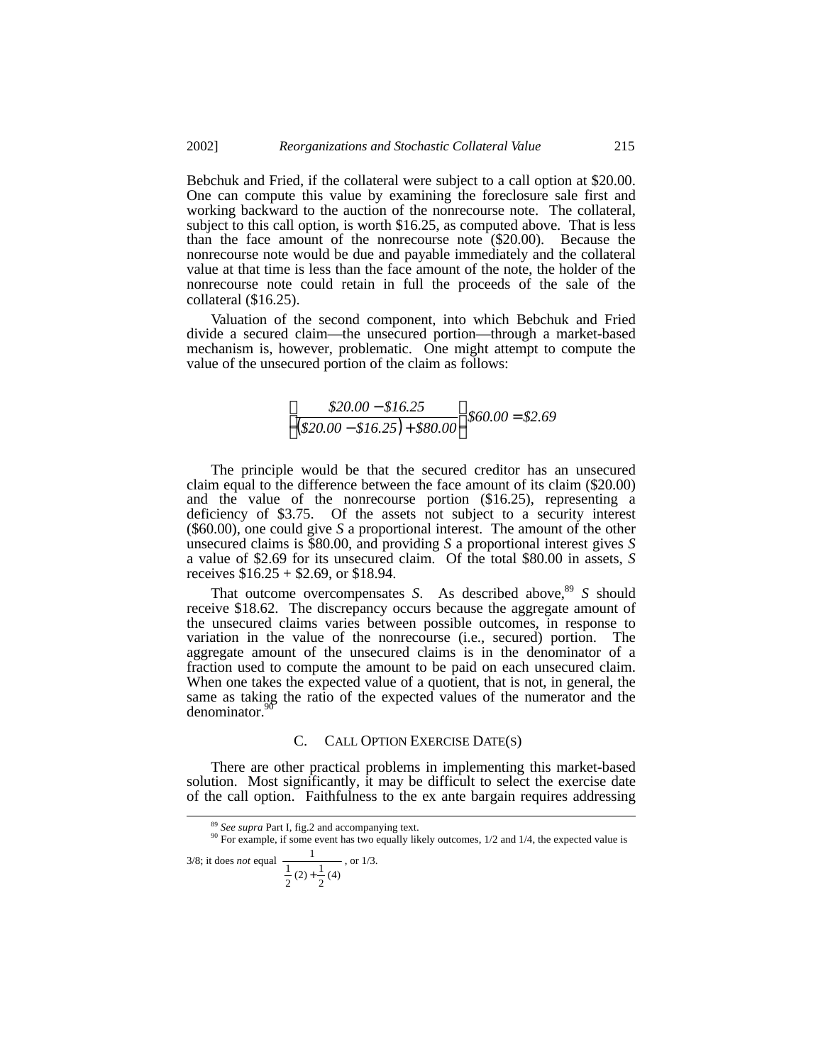Bebchuk and Fried, if the collateral were subject to a call option at $20.00. One can compute this value by examining the foreclosure sale first and working backward to the auction of the nonrecourse note. The collateral, subject to this call option, is worth $16.25, as computed above. That is less than the face amount of the nonrecourse note ($20.00). Because the nonrecourse note would be due and payable immediately and the collateral value at that time is less than the face amount of the note, the holder of the nonrecourse note could retain in full the proceeds of the sale of the collateral ($16.25).

Valuation of the second component, into which Bebchuk and Fried divide a secured claim—the unsecured portion—through a market-based mechanism is, however, problematic. One might attempt to compute the value of the unsecured portion of the claim as follows:

$$\left(\frac{\$20.00 - \$16.25}{(\$20.00 - \$16.25) + \$80.00}\right)\$60.00 = \$2.69$$

The principle would be that the secured creditor has an unsecured claim equal to the difference between the face amount of its claim ($20.00) and the value of the nonrecourse portion ($16.25), representing a deficiency of $3.75. Of the assets not subject to a security interest ($60.00), one could give *S* a proportional interest. The amount of the other unsecured claims is $80.00, and providing *S* a proportional interest gives *S* a value of $2.69 for its unsecured claim. Of the total $80.00 in assets, *S* receives $16.25 + $2.69, or $18.94.

That outcome overcompensates *S*. As described above,[89] *S* should receive $18.62. The discrepancy occurs because the aggregate amount of the unsecured claims varies between possible outcomes, in response to variation in the value of the nonrecourse (i.e., secured) portion. The aggregate amount of the unsecured claims is in the denominator of a fraction used to compute the amount to be paid on each unsecured claim. When one takes the expected value of a quotient, that is not, in general, the same as taking the ratio of the expected values of the numerator and the denominator.[90]

### C. Call Option Exercise Date(s)

There are other practical problems in implementing this market-based solution. Most significantly, it may be difficult to select the exercise date of the call option. Faithfulness to the ex ante bargain requires addressing

---

[89] *See supra* Part I, fig.2 and accompanying text.

[90] For example, if some event has two equally likely outcomes, 1/2 and 1/4, the expected value is 3/8; it does *not* equal $\dfrac{1}{\frac{1}{2}(2)+\frac{1}{2}(4)}$, or 1/3.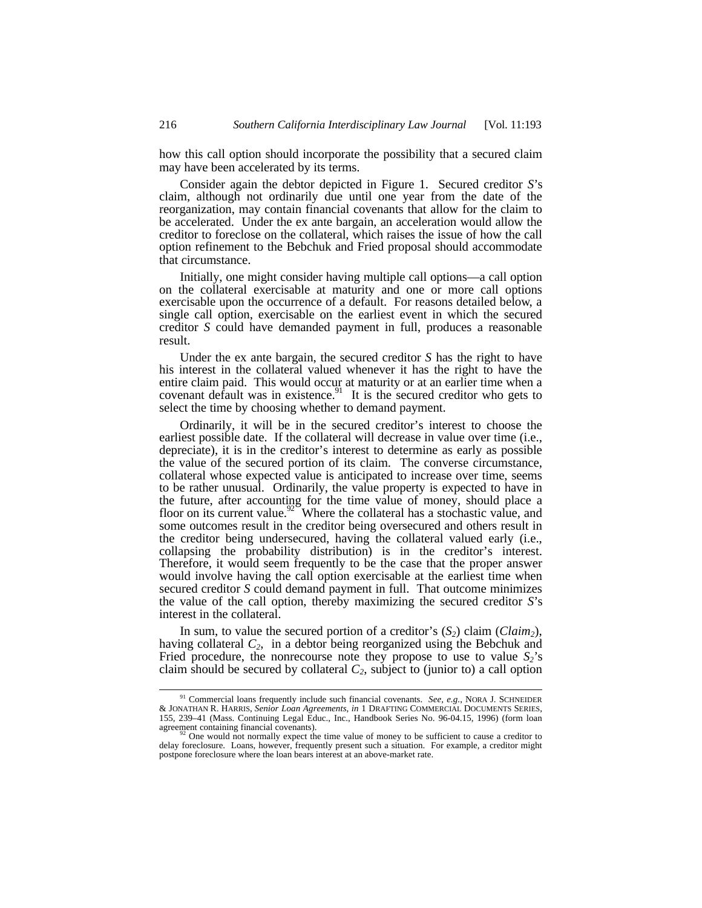how this call option should incorporate the possibility that a secured claim may have been accelerated by its terms.

Consider again the debtor depicted in Figure 1. Secured creditor *S*'s claim, although not ordinarily due until one year from the date of the reorganization, may contain financial covenants that allow for the claim to be accelerated. Under the ex ante bargain, an acceleration would allow the creditor to foreclose on the collateral, which raises the issue of how the call option refinement to the Bebchuk and Fried proposal should accommodate that circumstance.

Initially, one might consider having multiple call options—a call option on the collateral exercisable at maturity and one or more call options exercisable upon the occurrence of a default. For reasons detailed below, a single call option, exercisable on the earliest event in which the secured creditor *S* could have demanded payment in full, produces a reasonable result.

Under the ex ante bargain, the secured creditor *S* has the right to have his interest in the collateral valued whenever it has the right to have the entire claim paid. This would occur at maturity or at an earlier time when a covenant default was in existence.[91] It is the secured creditor who gets to select the time by choosing whether to demand payment.

Ordinarily, it will be in the secured creditor's interest to choose the earliest possible date. If the collateral will decrease in value over time (i.e., depreciate), it is in the creditor's interest to determine as early as possible the value of the secured portion of its claim. The converse circumstance, collateral whose expected value is anticipated to increase over time, seems to be rather unusual. Ordinarily, the value property is expected to have in the future, after accounting for the time value of money, should place a floor on its current value.[92] Where the collateral has a stochastic value, and some outcomes result in the creditor being oversecured and others result in the creditor being undersecured, having the collateral valued early (i.e., collapsing the probability distribution) is in the creditor's interest. Therefore, it would seem frequently to be the case that the proper answer would involve having the call option exercisable at the earliest time when secured creditor *S* could demand payment in full. That outcome minimizes the value of the call option, thereby maximizing the secured creditor *S*'s interest in the collateral.

In sum, to value the secured portion of a creditor's ($S_2$) claim ($Claim_2$), having collateral $C_2$, in a debtor being reorganized using the Bebchuk and Fried procedure, the nonrecourse note they propose to use to value $S_2$'s claim should be secured by collateral $C_2$, subject to (junior to) a call option

---

[91] Commercial loans frequently include such financial covenants. *See, e.g.*, NORA J. SCHNEIDER & JONATHAN R. HARRIS, *Senior Loan Agreements*, *in* 1 DRAFTING COMMERCIAL DOCUMENTS SERIES, 155, 239–41 (Mass. Continuing Legal Educ., Inc., Handbook Series No. 96-04.15, 1996) (form loan agreement containing financial covenants).

[92] One would not normally expect the time value of money to be sufficient to cause a creditor to delay foreclosure. Loans, however, frequently present such a situation. For example, a creditor might postpone foreclosure where the loan bears interest at an above-market rate.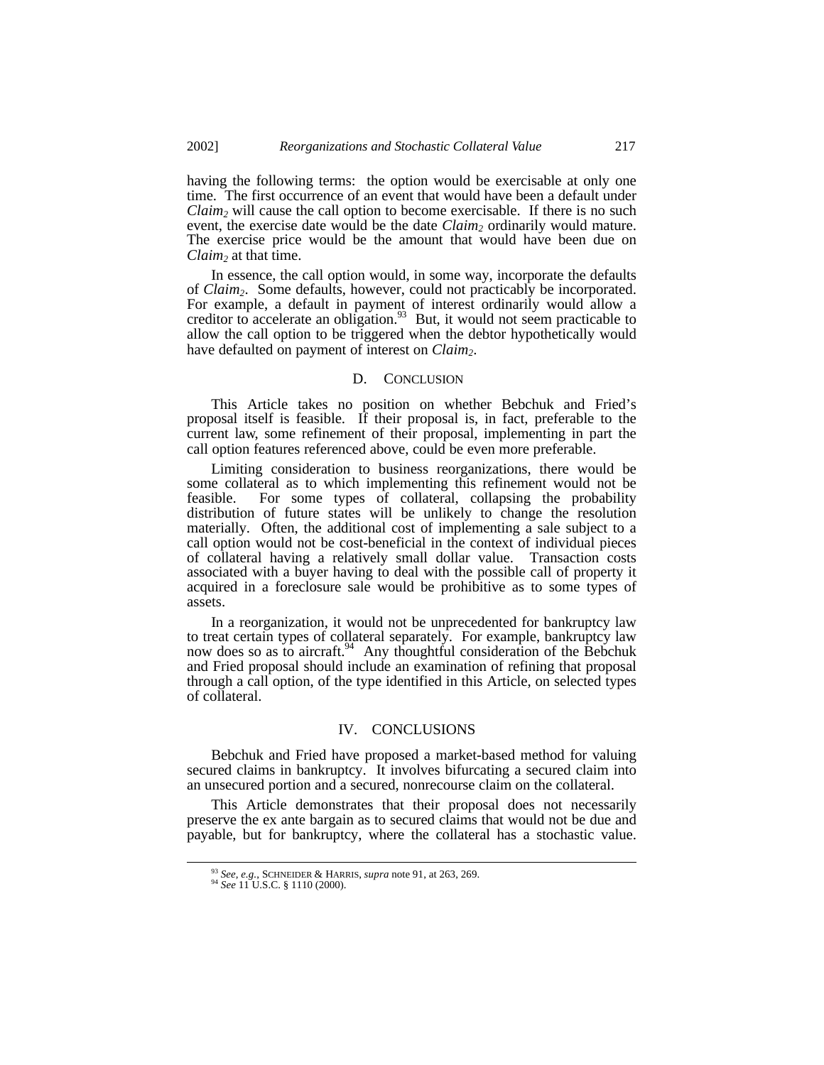having the following terms: the option would be exercisable at only one time. The first occurrence of an event that would have been a default under *Claim*$_2$ will cause the call option to become exercisable. If there is no such event, the exercise date would be the date *Claim*$_2$ ordinarily would mature. The exercise price would be the amount that would have been due on *Claim*$_2$ at that time.

In essence, the call option would, in some way, incorporate the defaults of *Claim*$_2$. Some defaults, however, could not practicably be incorporated. For example, a default in payment of interest ordinarily would allow a creditor to accelerate an obligation.[93] But, it would not seem practicable to allow the call option to be triggered when the debtor hypothetically would have defaulted on payment of interest on *Claim*$_2$.

### D. CONCLUSION

This Article takes no position on whether Bebchuk and Fried's proposal itself is feasible. If their proposal is, in fact, preferable to the current law, some refinement of their proposal, implementing in part the call option features referenced above, could be even more preferable.

Limiting consideration to business reorganizations, there would be some collateral as to which implementing this refinement would not be feasible. For some types of collateral, collapsing the probability distribution of future states will be unlikely to change the resolution materially. Often, the additional cost of implementing a sale subject to a call option would not be cost-beneficial in the context of individual pieces of collateral having a relatively small dollar value. Transaction costs associated with a buyer having to deal with the possible call of property it acquired in a foreclosure sale would be prohibitive as to some types of assets.

In a reorganization, it would not be unprecedented for bankruptcy law to treat certain types of collateral separately. For example, bankruptcy law now does so as to aircraft.[94] Any thoughtful consideration of the Bebchuk and Fried proposal should include an examination of refining that proposal through a call option, of the type identified in this Article, on selected types of collateral.

## IV. CONCLUSIONS

Bebchuk and Fried have proposed a market-based method for valuing secured claims in bankruptcy. It involves bifurcating a secured claim into an unsecured portion and a secured, nonrecourse claim on the collateral.

This Article demonstrates that their proposal does not necessarily preserve the ex ante bargain as to secured claims that would not be due and payable, but for bankruptcy, where the collateral has a stochastic value.

---

[93] *See, e.g.*, SCHNEIDER & HARRIS, *supra* note 91, at 263, 269.

[94] *See* 11 U.S.C. § 1110 (2000).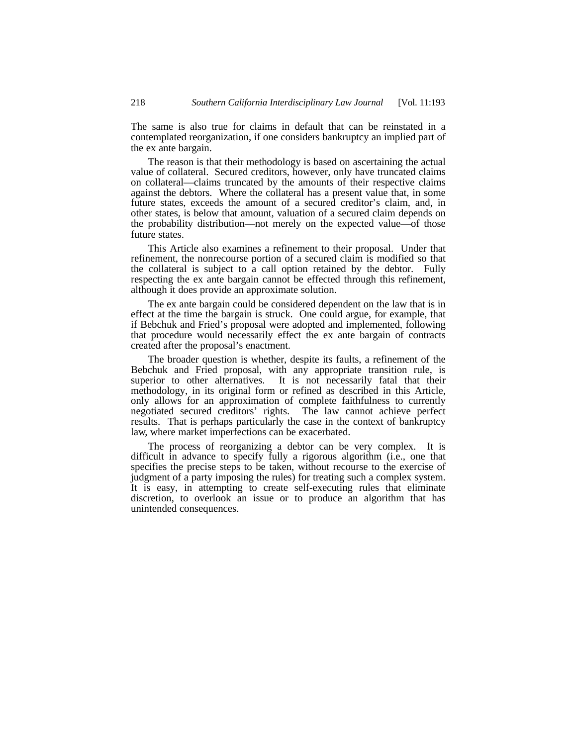The same is also true for claims in default that can be reinstated in a contemplated reorganization, if one considers bankruptcy an implied part of the ex ante bargain.

The reason is that their methodology is based on ascertaining the actual value of collateral. Secured creditors, however, only have truncated claims on collateral—claims truncated by the amounts of their respective claims against the debtors. Where the collateral has a present value that, in some future states, exceeds the amount of a secured creditor's claim, and, in other states, is below that amount, valuation of a secured claim depends on the probability distribution—not merely on the expected value—of those future states.

This Article also examines a refinement to their proposal. Under that refinement, the nonrecourse portion of a secured claim is modified so that the collateral is subject to a call option retained by the debtor. Fully respecting the ex ante bargain cannot be effected through this refinement, although it does provide an approximate solution.

The ex ante bargain could be considered dependent on the law that is in effect at the time the bargain is struck. One could argue, for example, that if Bebchuk and Fried's proposal were adopted and implemented, following that procedure would necessarily effect the ex ante bargain of contracts created after the proposal's enactment.

The broader question is whether, despite its faults, a refinement of the Bebchuk and Fried proposal, with any appropriate transition rule, is superior to other alternatives. It is not necessarily fatal that their methodology, in its original form or refined as described in this Article, only allows for an approximation of complete faithfulness to currently negotiated secured creditors' rights. The law cannot achieve perfect results. That is perhaps particularly the case in the context of bankruptcy law, where market imperfections can be exacerbated.

The process of reorganizing a debtor can be very complex. It is difficult in advance to specify fully a rigorous algorithm (i.e., one that specifies the precise steps to be taken, without recourse to the exercise of judgment of a party imposing the rules) for treating such a complex system. It is easy, in attempting to create self-executing rules that eliminate discretion, to overlook an issue or to produce an algorithm that has unintended consequences.